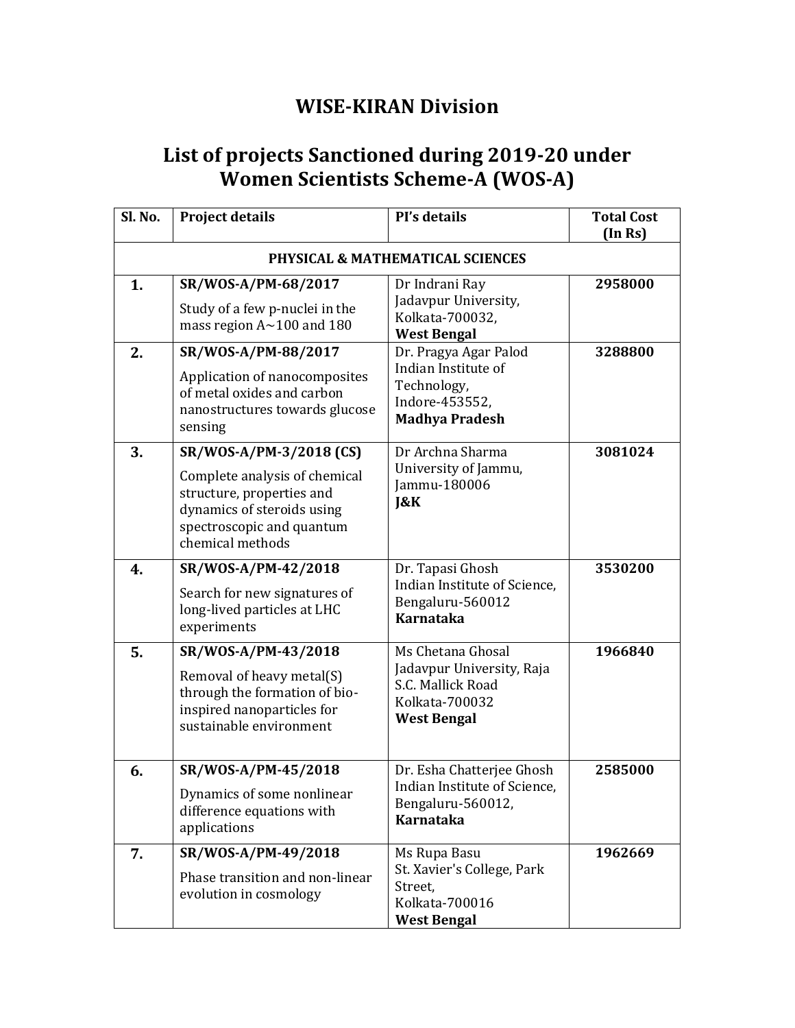# WISE-KIRAN Division

## List of projects Sanctioned during 2019-20 under Women Scientists Scheme-A (WOS-A)

| Sl. No. | Project details | PI's details | Total Cost (In Rs) |
|---|---|---|---|
| **PHYSICAL & MATHEMATICAL SCIENCES** | | | |
| **1.** | **SR/WOS-A/PM-68/2017** Study of a few p-nuclei in the mass region A~100 and 180 | Dr Indrani Ray Jadavpur University, Kolkata-700032, **West Bengal** | **2958000** |
| **2.** | **SR/WOS-A/PM-88/2017** Application of nanocomposites of metal oxides and carbon nanostructures towards glucose sensing | Dr. Pragya Agar Palod Indian Institute of Technology, Indore-453552, **Madhya Pradesh** | **3288800** |
| **3.** | **SR/WOS-A/PM-3/2018 (CS)** Complete analysis of chemical structure, properties and dynamics of steroids using spectroscopic and quantum chemical methods | Dr Archna Sharma University of Jammu, Jammu-180006 **J&K** | **3081024** |
| **4.** | **SR/WOS-A/PM-42/2018** Search for new signatures of long-lived particles at LHC experiments | Dr. Tapasi Ghosh Indian Institute of Science, Bengaluru-560012 **Karnataka** | **3530200** |
| **5.** | **SR/WOS-A/PM-43/2018** Removal of heavy metal(S) through the formation of bio-inspired nanoparticles for sustainable environment | Ms Chetana Ghosal Jadavpur University, Raja S.C. Mallick Road Kolkata-700032 **West Bengal** | **1966840** |
| **6.** | **SR/WOS-A/PM-45/2018** Dynamics of some nonlinear difference equations with applications | Dr. Esha Chatterjee Ghosh Indian Institute of Science, Bengaluru-560012, **Karnataka** | **2585000** |
| **7.** | **SR/WOS-A/PM-49/2018** Phase transition and non-linear evolution in cosmology | Ms Rupa Basu St. Xavier's College, Park Street, Kolkata-700016 **West Bengal** | **1962669** |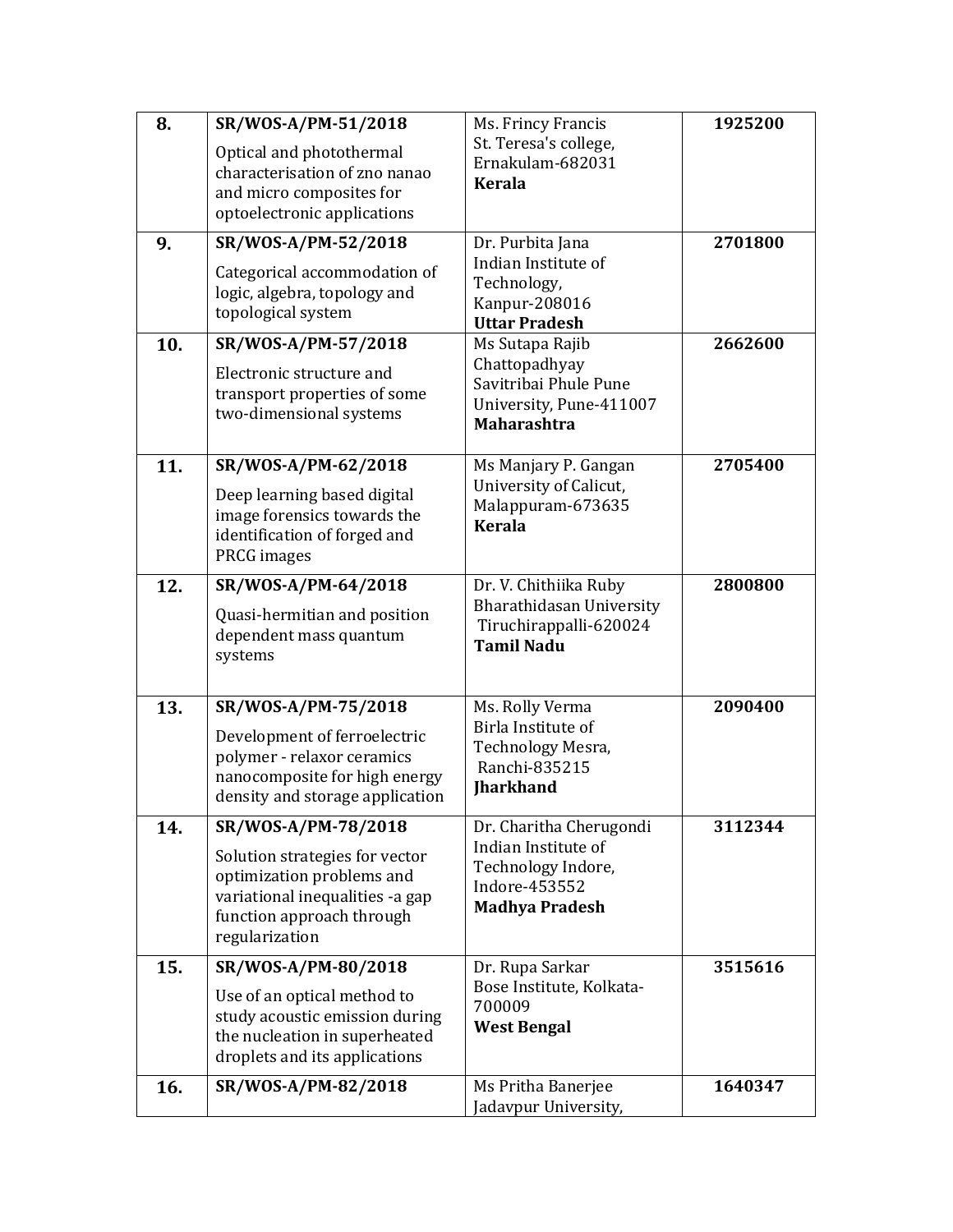| 8. | **SR/WOS-A/PM-51/2018**<br>Optical and photothermal characterisation of zno nanao and micro composites for optoelectronic applications | Ms. Fríncy Francis<br>St. Teresa's college, Ernakulam-682031<br>**Kerala** | **1925200** |
|---|---|---|---|
| 9. | **SR/WOS-A/PM-52/2018**<br>Categorical accommodation of logic, algebra, topology and topological system | Dr. Purbita Jana<br>Indian Institute of Technology, Kanpur-208016<br>**Uttar Pradesh** | **2701800** |
| 10. | **SR/WOS-A/PM-57/2018**<br>Electronic structure and transport properties of some two-dimensional systems | Ms Sutapa Rajib Chattopadhyay<br>Savitribai Phule Pune University, Pune-411007<br>**Maharashtra** | **2662600** |
| 11. | **SR/WOS-A/PM-62/2018**<br>Deep learning based digital image forensics towards the identification of forged and PRCG images | Ms Manjary P. Gangan<br>University of Calicut, Malappuram-673635<br>**Kerala** | **2705400** |
| 12. | **SR/WOS-A/PM-64/2018**<br>Quasi-hermitian and position dependent mass quantum systems | Dr. V. Chithiika Ruby<br>Bharathidasan University Tiruchirappalli-620024<br>**Tamil Nadu** | **2800800** |
| 13. | **SR/WOS-A/PM-75/2018**<br>Development of ferroelectric polymer - relaxor ceramics nanocomposite for high energy density and storage application | Ms. Rolly Verma<br>Birla Institute of Technology Mesra, Ranchi-835215<br>**Jharkhand** | **2090400** |
| 14. | **SR/WOS-A/PM-78/2018**<br>Solution strategies for vector optimization problems and variational inequalities -a gap function approach through regularization | Dr. Charitha Cherugondi<br>Indian Institute of Technology Indore, Indore-453552<br>**Madhya Pradesh** | **3112344** |
| 15. | **SR/WOS-A/PM-80/2018**<br>Use of an optical method to study acoustic emission during the nucleation in superheated droplets and its applications | Dr. Rupa Sarkar<br>Bose Institute, Kolkata-700009<br>**West Bengal** | **3515616** |
| 16. | **SR/WOS-A/PM-82/2018** | Ms Pritha Banerjee<br>Jadavpur University, | **1640347** |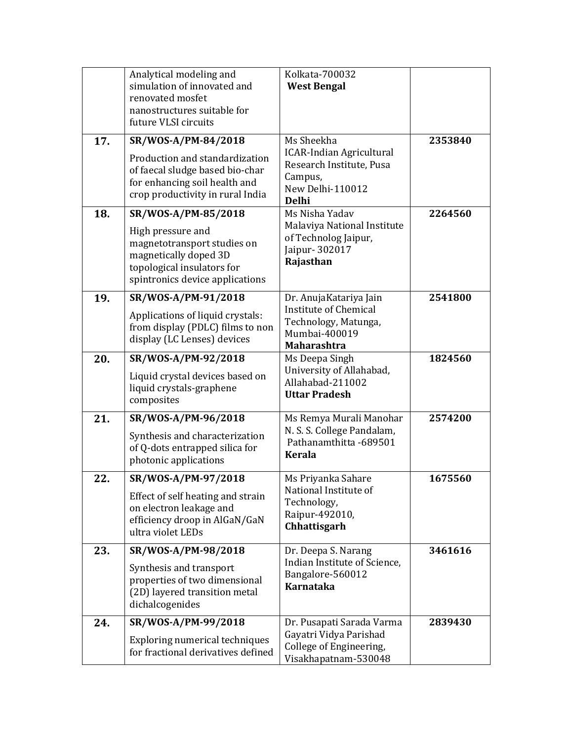| | | | |
|---|---|---|---|
| | Analytical modeling and simulation of innovated and renovated mosfet nanostructures suitable for future VLSI circuits | Kolkata-700032 **West Bengal** | |
| **17.** | **SR/WOS-A/PM-84/2018** Production and standardization of faecal sludge based bio-char for enhancing soil health and crop productivity in rural India | Ms Sheekha ICAR-Indian Agricultural Research Institute, Pusa Campus, New Delhi-110012 **Delhi** | **2353840** |
| **18.** | **SR/WOS-A/PM-85/2018** High pressure and magnetotransport studies on magnetically doped 3D topological insulators for spintronics device applications | Ms Nisha Yadav Malaviya National Institute of Technolog Jaipur, Jaipur- 302017 **Rajasthan** | **2264560** |
| **19.** | **SR/WOS-A/PM-91/2018** Applications of liquid crystals: from display (PDLC) films to non display (LC Lenses) devices | Dr. AnujaKatariya Jain Institute of Chemical Technology, Matunga, Mumbai-400019 **Maharashtra** | **2541800** |
| **20.** | **SR/WOS-A/PM-92/2018** Liquid crystal devices based on liquid crystals-graphene composites | Ms Deepa Singh University of Allahabad, Allahabad-211002 **Uttar Pradesh** | **1824560** |
| **21.** | **SR/WOS-A/PM-96/2018** Synthesis and characterization of Q-dots entrapped silica for photonic applications | Ms Remya Murali Manohar N. S. S. College Pandalam, Pathanamthitta -689501 **Kerala** | **2574200** |
| **22.** | **SR/WOS-A/PM-97/2018** Effect of self heating and strain on electron leakage and efficiency droop in AlGaN/GaN ultra violet LEDs | Ms Priyanka Sahare National Institute of Technology, Raipur-492010, **Chhattisgarh** | **1675560** |
| **23.** | **SR/WOS-A/PM-98/2018** Synthesis and transport properties of two dimensional (2D) layered transition metal dichalcogenides | Dr. Deepa S. Narang Indian Institute of Science, Bangalore-560012 **Karnataka** | **3461616** |
| **24.** | **SR/WOS-A/PM-99/2018** Exploring numerical techniques for fractional derivatives defined | Dr. Pusapati Sarada Varma Gayatri Vidya Parishad College of Engineering, Visakhapatnam-530048 | **2839430** |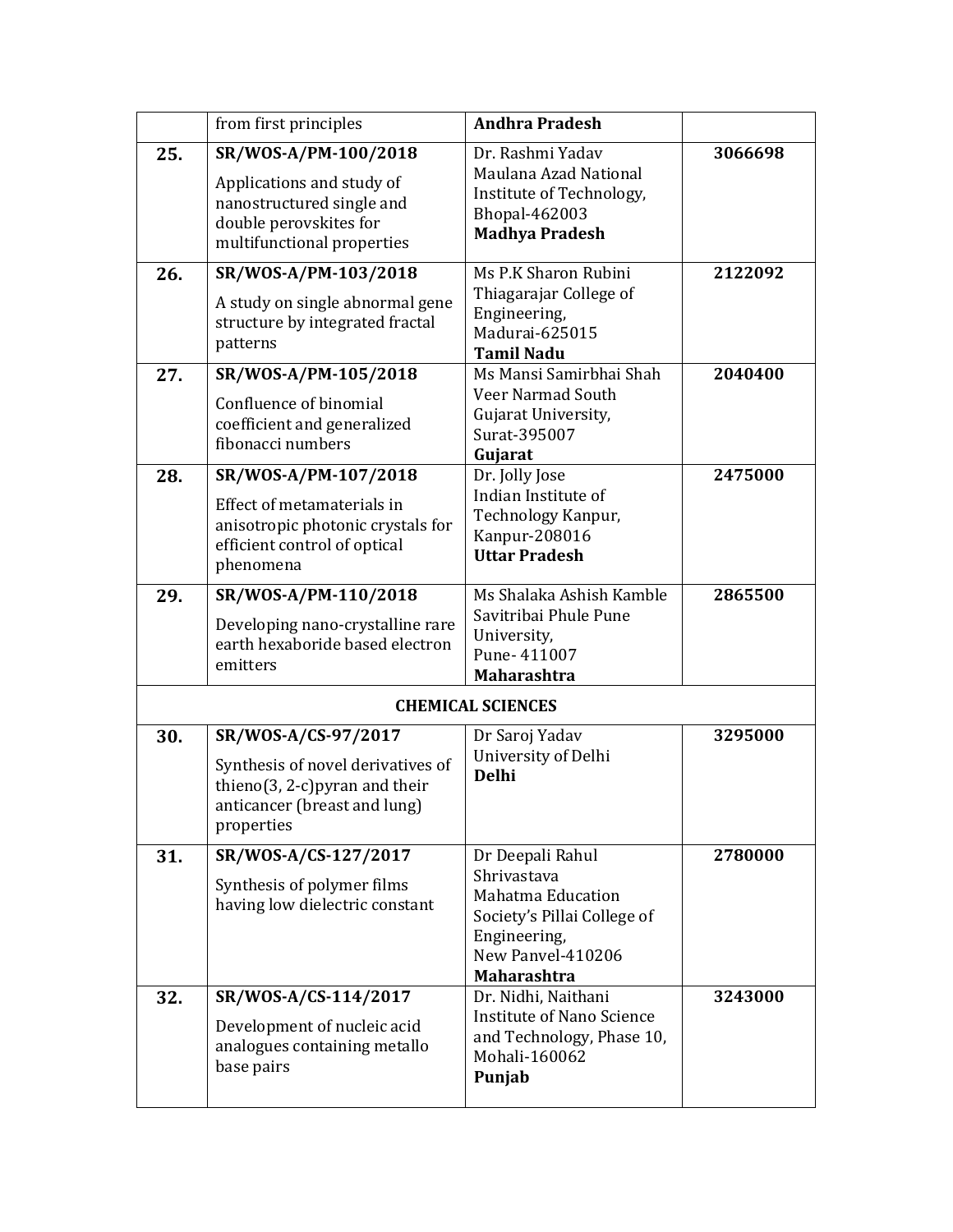| | | | |
|---|---|---|---|
| | from first principles | **Andhra Pradesh** | |
| **25.** | **SR/WOS-A/PM-100/2018**<br>Applications and study of nanostructured single and double perovskites for multifunctional properties | Dr. Rashmi Yadav<br>Maulana Azad National Institute of Technology, Bhopal-462003<br>**Madhya Pradesh** | **3066698** |
| **26.** | **SR/WOS-A/PM-103/2018**<br>A study on single abnormal gene structure by integrated fractal patterns | Ms P.K Sharon Rubini<br>Thiagarajar College of Engineering, Madurai-625015<br>**Tamil Nadu** | **2122092** |
| **27.** | **SR/WOS-A/PM-105/2018**<br>Confluence of binomial coefficient and generalized fibonacci numbers | Ms Mansi Samirbhai Shah<br>Veer Narmad South Gujarat University, Surat-395007<br>**Gujarat** | **2040400** |
| **28.** | **SR/WOS-A/PM-107/2018**<br>Effect of metamaterials in anisotropic photonic crystals for efficient control of optical phenomena | Dr. Jolly Jose<br>Indian Institute of Technology Kanpur, Kanpur-208016<br>**Uttar Pradesh** | **2475000** |
| **29.** | **SR/WOS-A/PM-110/2018**<br>Developing nano-crystalline rare earth hexaboride based electron emitters | Ms Shalaka Ashish Kamble<br>Savitribai Phule Pune University, Pune- 411007<br>**Maharashtra** | **2865500** |
| | **CHEMICAL SCIENCES** | | |
| **30.** | **SR/WOS-A/CS-97/2017**<br>Synthesis of novel derivatives of thieno(3, 2-c)pyran and their anticancer (breast and lung) properties | Dr Saroj Yadav<br>University of Delhi<br>**Delhi** | **3295000** |
| **31.** | **SR/WOS-A/CS-127/2017**<br>Synthesis of polymer films having low dielectric constant | Dr Deepali Rahul Shrivastava<br>Mahatma Education Society's Pillai College of Engineering, New Panvel-410206<br>**Maharashtra** | **2780000** |
| **32.** | **SR/WOS-A/CS-114/2017**<br>Development of nucleic acid analogues containing metallo base pairs | Dr. Nidhi, Naithani<br>Institute of Nano Science and Technology, Phase 10, Mohali-160062<br>**Punjab** | **3243000** |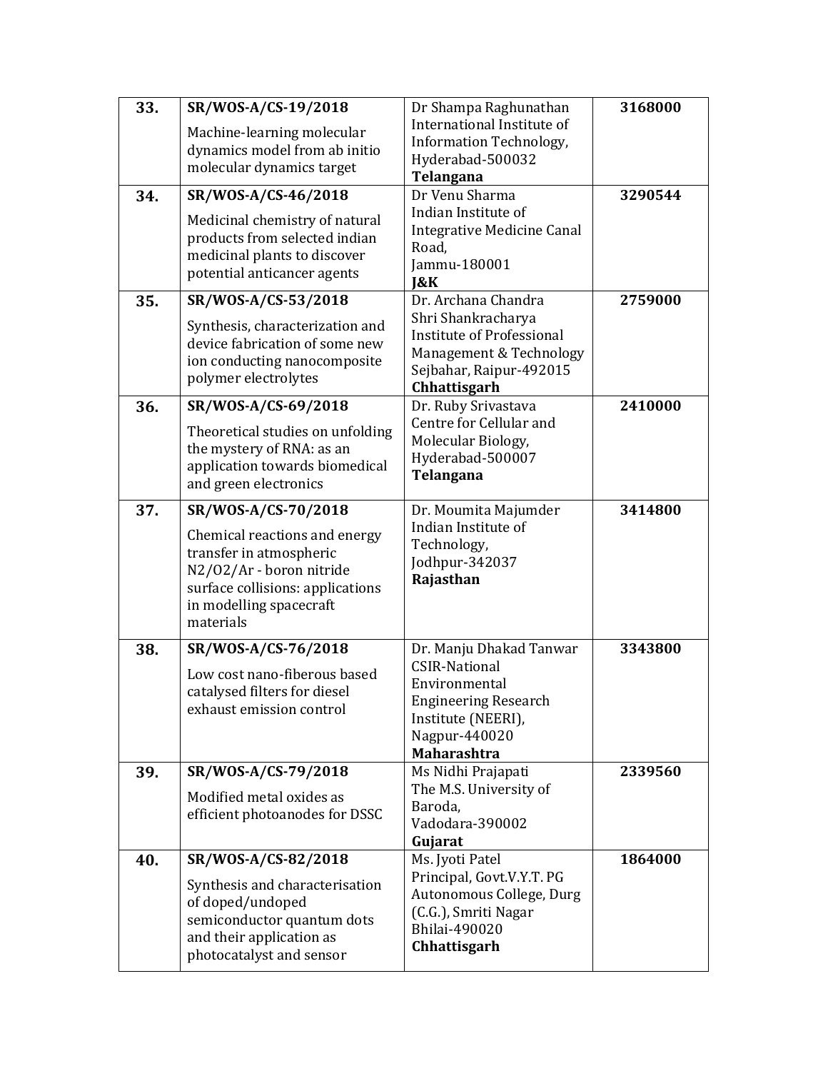| 33. | **SR/WOS-A/CS-19/2018**<br>Machine-learning molecular dynamics model from ab initio molecular dynamics target | Dr Shampa Raghunathan<br>International Institute of Information Technology,<br>Hyderabad-500032<br>**Telangana** | **3168000** |
|---|---|---|---|
| 34. | **SR/WOS-A/CS-46/2018**<br>Medicinal chemistry of natural products from selected indian medicinal plants to discover potential anticancer agents | Dr Venu Sharma<br>Indian Institute of Integrative Medicine Canal Road,<br>Jammu-180001<br>**J&K** | **3290544** |
| 35. | **SR/WOS-A/CS-53/2018**<br>Synthesis, characterization and device fabrication of some new ion conducting nanocomposite polymer electrolytes | Dr. Archana Chandra<br>Shri Shankracharya Institute of Professional Management & Technology<br>Sejbahar, Raipur-492015<br>**Chhattisgarh** | **2759000** |
| 36. | **SR/WOS-A/CS-69/2018**<br>Theoretical studies on unfolding the mystery of RNA: as an application towards biomedical and green electronics | Dr. Ruby Srivastava<br>Centre for Cellular and Molecular Biology,<br>Hyderabad-500007<br>**Telangana** | **2410000** |
| 37. | **SR/WOS-A/CS-70/2018**<br>Chemical reactions and energy transfer in atmospheric N2/O2/Ar - boron nitride surface collisions: applications in modelling spacecraft materials | Dr. Moumita Majumder<br>Indian Institute of Technology,<br>Jodhpur-342037<br>**Rajasthan** | **3414800** |
| 38. | **SR/WOS-A/CS-76/2018**<br>Low cost nano-fiberous based catalysed filters for diesel exhaust emission control | Dr. Manju Dhakad Tanwar<br>CSIR-National Environmental Engineering Research Institute (NEERI),<br>Nagpur-440020<br>**Maharashtra** | **3343800** |
| 39. | **SR/WOS-A/CS-79/2018**<br>Modified metal oxides as efficient photoanodes for DSSC | Ms Nidhi Prajapati<br>The M.S. University of Baroda,<br>Vadodara-390002<br>**Gujarat** | **2339560** |
| 40. | **SR/WOS-A/CS-82/2018**<br>Synthesis and characterisation of doped/undoped semiconductor quantum dots and their application as photocatalyst and sensor | Ms. Jyoti Patel<br>Principal, Govt.V.Y.T. PG Autonomous College, Durg (C.G.), Smriti Nagar<br>Bhilai-490020<br>**Chhattisgarh** | **1864000** |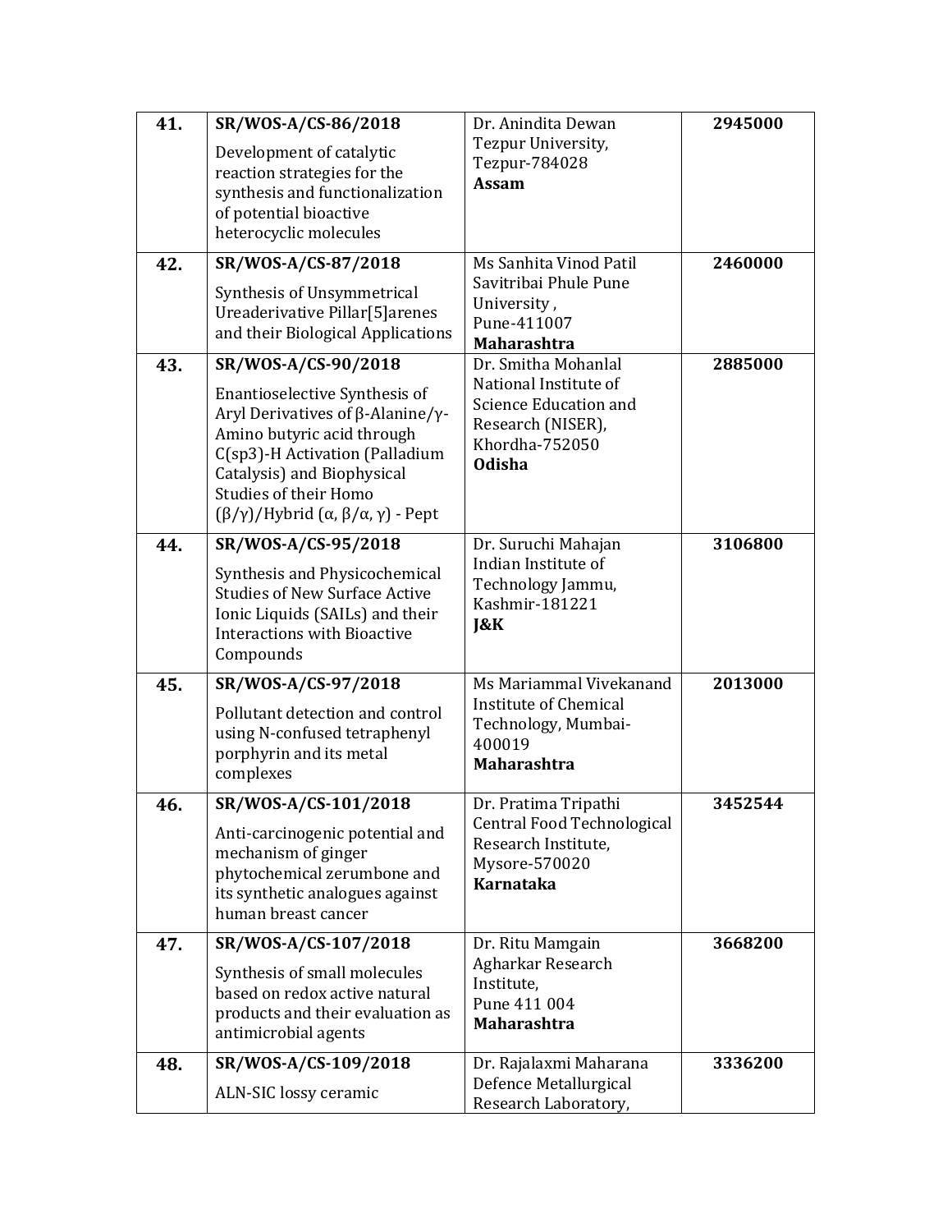| 41. | **SR/WOS-A/CS-86/2018**<br>Development of catalytic reaction strategies for the synthesis and functionalization of potential bioactive heterocyclic molecules | Dr. Anindita Dewan<br>Tezpur University,<br>Tezpur-784028<br>**Assam** | **2945000** |
|---|---|---|---|
| **42.** | **SR/WOS-A/CS-87/2018**<br>Synthesis of Unsymmetrical Ureaderivative Pillar[5]arenes and their Biological Applications | Ms Sanhita Vinod Patil<br>Savitribai Phule Pune University ,<br>Pune-411007<br>**Maharashtra** | **2460000** |
| **43.** | **SR/WOS-A/CS-90/2018**<br>Enantioselective Synthesis of Aryl Derivatives of β-Alanine/γ-Amino butyric acid through C(sp3)-H Activation (Palladium Catalysis) and Biophysical Studies of their Homo (β/γ)/Hybrid (α, β/α, γ) - Pept | Dr. Smitha Mohanlal<br>National Institute of Science Education and Research (NISER),<br>Khordha-752050<br>**Odisha** | **2885000** |
| **44.** | **SR/WOS-A/CS-95/2018**<br>Synthesis and Physicochemical Studies of New Surface Active Ionic Liquids (SAILs) and their Interactions with Bioactive Compounds | Dr. Suruchi Mahajan<br>Indian Institute of Technology Jammu,<br>Kashmir-181221<br>**J&K** | **3106800** |
| **45.** | **SR/WOS-A/CS-97/2018**<br>Pollutant detection and control using N-confused tetraphenyl porphyrin and its metal complexes | Ms Mariammal Vivekanand<br>Institute of Chemical Technology, Mumbai-400019<br>**Maharashtra** | **2013000** |
| **46.** | **SR/WOS-A/CS-101/2018**<br>Anti-carcinogenic potential and mechanism of ginger phytochemical zerumbone and its synthetic analogues against human breast cancer | Dr. Pratima Tripathi<br>Central Food Technological Research Institute,<br>Mysore-570020<br>**Karnataka** | **3452544** |
| **47.** | **SR/WOS-A/CS-107/2018**<br>Synthesis of small molecules based on redox active natural products and their evaluation as antimicrobial agents | Dr. Ritu Mamgain<br>Agharkar Research Institute,<br>Pune 411 004<br>**Maharashtra** | **3668200** |
| **48.** | **SR/WOS-A/CS-109/2018**<br>ALN-SIC lossy ceramic | Dr. Rajalaxmi Maharana<br>Defence Metallurgical Research Laboratory, | **3336200** |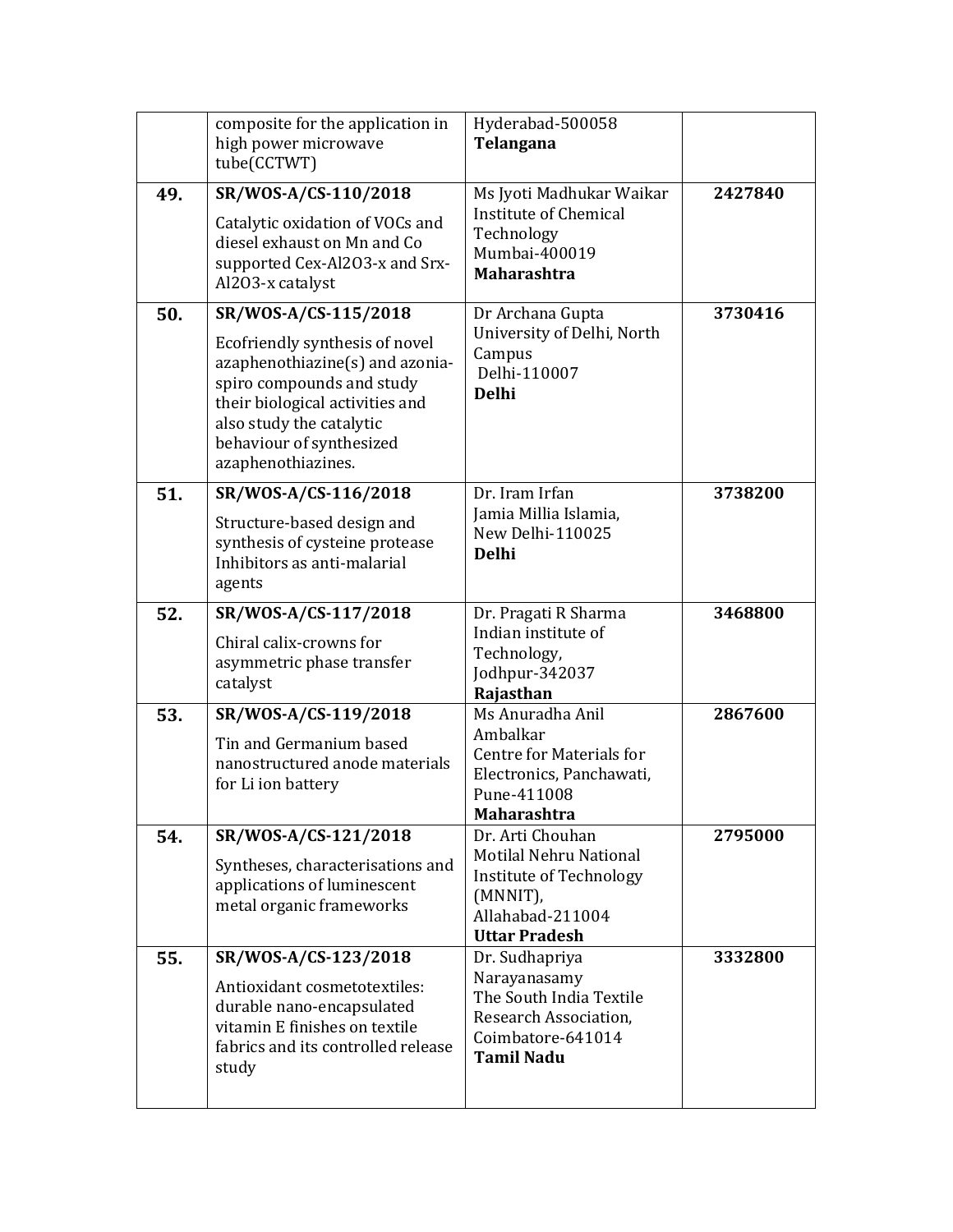|  |  |  |  |
|---|---|---|---|
|  | composite for the application in high power microwave tube(CCTWT) | Hyderabad-500058 **Telangana** |  |
| **49.** | **SR/WOS-A/CS-110/2018** Catalytic oxidation of VOCs and diesel exhaust on Mn and Co supported Cex-Al2O3-x and Srx-Al2O3-x catalyst | Ms Jyoti Madhukar Waikar Institute of Chemical Technology Mumbai-400019 **Maharashtra** | **2427840** |
| **50.** | **SR/WOS-A/CS-115/2018** Ecofriendly synthesis of novel azaphenothiazine(s) and azonia-spiro compounds and study their biological activities and also study the catalytic behaviour of synthesized azaphenothiazines. | Dr Archana Gupta University of Delhi, North Campus Delhi-110007 **Delhi** | **3730416** |
| **51.** | **SR/WOS-A/CS-116/2018** Structure-based design and synthesis of cysteine protease Inhibitors as anti-malarial agents | Dr. Iram Irfan Jamia Millia Islamia, New Delhi-110025 **Delhi** | **3738200** |
| **52.** | **SR/WOS-A/CS-117/2018** Chiral calix-crowns for asymmetric phase transfer catalyst | Dr. Pragati R Sharma Indian institute of Technology, Jodhpur-342037 **Rajasthan** | **3468800** |
| **53.** | **SR/WOS-A/CS-119/2018** Tin and Germanium based nanostructured anode materials for Li ion battery | Ms Anuradha Anil Ambalkar Centre for Materials for Electronics, Panchawati, Pune-411008 **Maharashtra** | **2867600** |
| **54.** | **SR/WOS-A/CS-121/2018** Syntheses, characterisations and applications of luminescent metal organic frameworks | Dr. Arti Chouhan Motilal Nehru National Institute of Technology (MNNIT), Allahabad-211004 **Uttar Pradesh** | **2795000** |
| **55.** | **SR/WOS-A/CS-123/2018** Antioxidant cosmetotextiles: durable nano-encapsulated vitamin E finishes on textile fabrics and its controlled release study | Dr. Sudhapriya Narayanasamy The South India Textile Research Association, Coimbatore-641014 **Tamil Nadu** | **3332800** |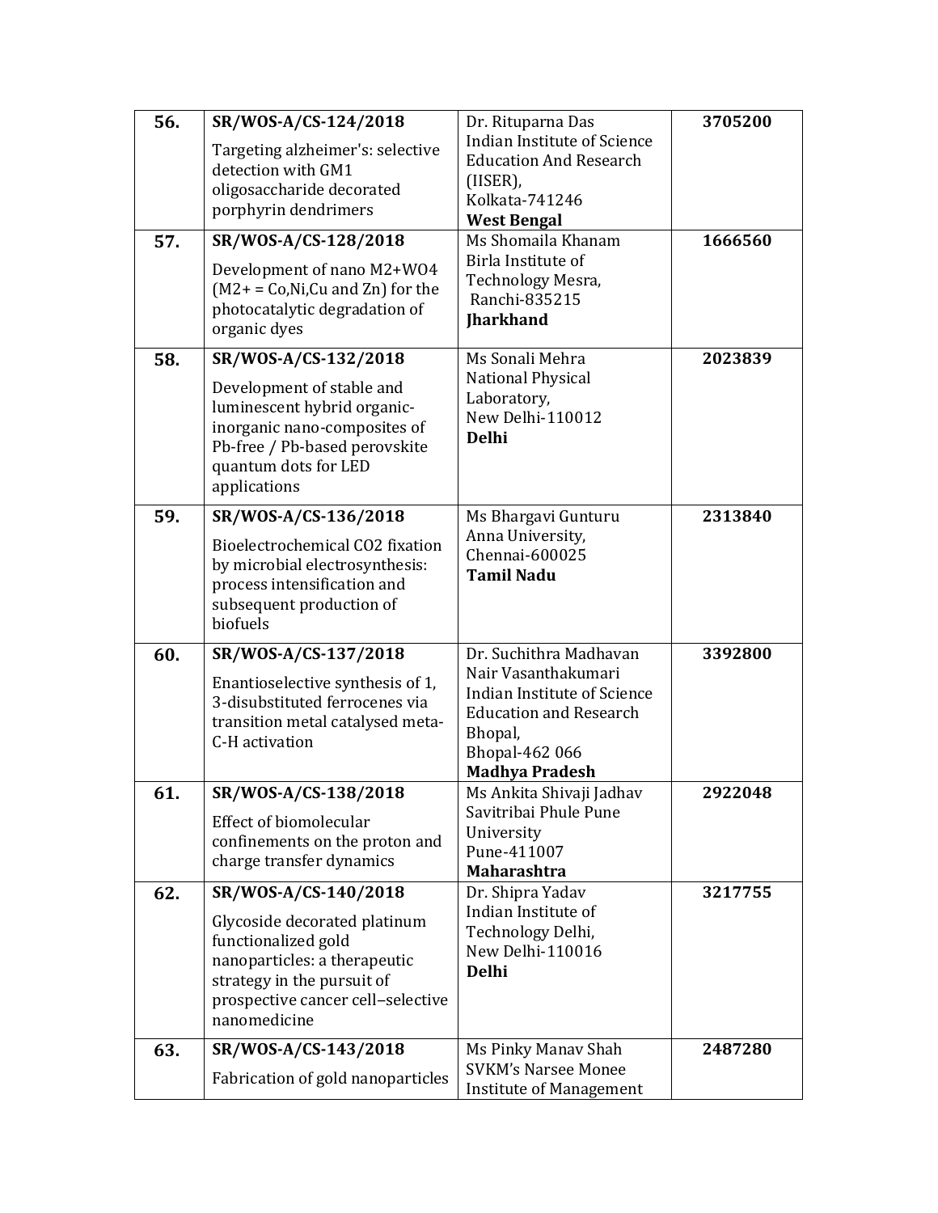| | | | |
|---|---|---|---|
| **56.** | **SR/WOS-A/CS-124/2018**<br>Targeting alzheimer's: selective detection with GM1 oligosaccharide decorated porphyrin dendrimers | Dr. Rituparna Das<br>Indian Institute of Science Education And Research (IISER),<br>Kolkata-741246<br>**West Bengal** | **3705200** |
| **57.** | **SR/WOS-A/CS-128/2018**<br>Development of nano M2+WO4 (M2+ = Co,Ni,Cu and Zn) for the photocatalytic degradation of organic dyes | Ms Shomaila Khanam<br>Birla Institute of Technology Mesra,<br>Ranchi-835215<br>**Jharkhand** | **1666560** |
| **58.** | **SR/WOS-A/CS-132/2018**<br>Development of stable and luminescent hybrid organic-inorganic nano-composites of Pb-free / Pb-based perovskite quantum dots for LED applications | Ms Sonali Mehra<br>National Physical Laboratory,<br>New Delhi-110012<br>**Delhi** | **2023839** |
| **59.** | **SR/WOS-A/CS-136/2018**<br>Bioelectrochemical CO2 fixation by microbial electrosynthesis: process intensification and subsequent production of biofuels | Ms Bhargavi Gunturu<br>Anna University,<br>Chennai-600025<br>**Tamil Nadu** | **2313840** |
| **60.** | **SR/WOS-A/CS-137/2018**<br>Enantioselective synthesis of 1, 3-disubstituted ferrocenes via transition metal catalysed meta-C-H activation | Dr. Suchithra Madhavan Nair Vasanthakumari<br>Indian Institute of Science Education and Research Bhopal,<br>Bhopal-462 066<br>**Madhya Pradesh** | **3392800** |
| **61.** | **SR/WOS-A/CS-138/2018**<br>Effect of biomolecular confinements on the proton and charge transfer dynamics | Ms Ankita Shivaji Jadhav<br>Savitribai Phule Pune University<br>Pune-411007<br>**Maharashtra** | **2922048** |
| **62.** | **SR/WOS-A/CS-140/2018**<br>Glycoside decorated platinum functionalized gold nanoparticles: a therapeutic strategy in the pursuit of prospective cancer cell–selective nanomedicine | Dr. Shipra Yadav<br>Indian Institute of Technology Delhi,<br>New Delhi-110016<br>**Delhi** | **3217755** |
| **63.** | **SR/WOS-A/CS-143/2018**<br>Fabrication of gold nanoparticles | Ms Pinky Manav Shah<br>SVKM's Narsee Monee Institute of Management | **2487280** |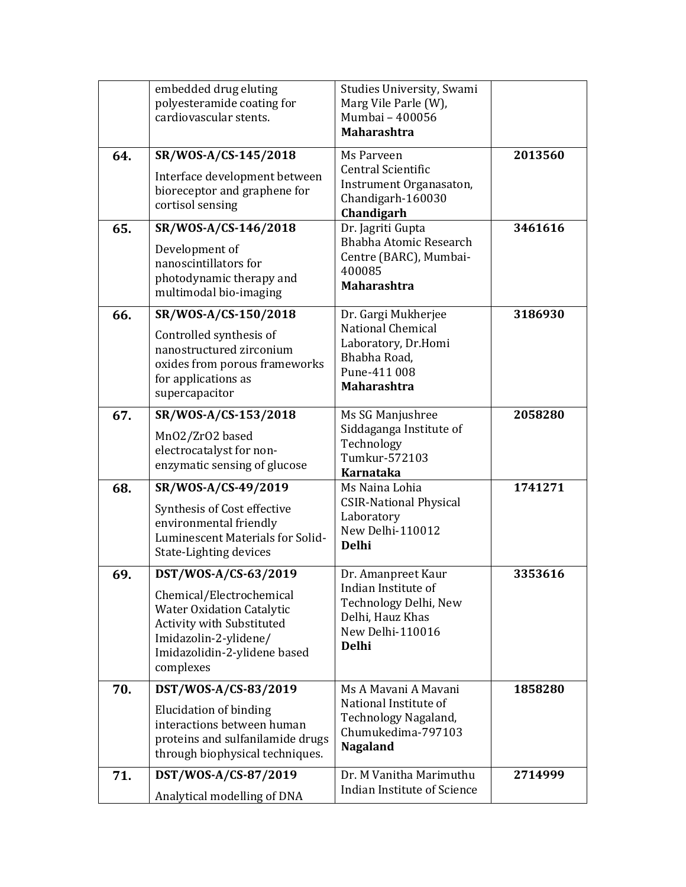| | | | |
|---|---|---|---|
| | embedded drug eluting polyesteramide coating for cardiovascular stents. | Studies University, Swami Marg Vile Parle (W), Mumbai – 400056 **Maharashtra** | |
| **64.** | **SR/WOS-A/CS-145/2018** Interface development between bioreceptor and graphene for cortisol sensing | Ms Parveen Central Scientific Instrument Organasaton, Chandigarh-160030 **Chandigarh** | **2013560** |
| **65.** | **SR/WOS-A/CS-146/2018** Development of nanoscintillators for photodynamic therapy and multimodal bio-imaging | Dr. Jagriti Gupta Bhabha Atomic Research Centre (BARC), Mumbai-400085 **Maharashtra** | **3461616** |
| **66.** | **SR/WOS-A/CS-150/2018** Controlled synthesis of nanostructured zirconium oxides from porous frameworks for applications as supercapacitor | Dr. Gargi Mukherjee National Chemical Laboratory, Dr.Homi Bhabha Road, Pune-411 008 **Maharashtra** | **3186930** |
| **67.** | **SR/WOS-A/CS-153/2018** $MnO_2/ZrO_2$ based electrocatalyst for non-enzymatic sensing of glucose | Ms SG Manjushree Siddaganga Institute of Technology Tumkur-572103 **Karnataka** | **2058280** |
| **68.** | **SR/WOS-A/CS-49/2019** Synthesis of Cost effective environmental friendly Luminescent Materials for Solid-State-Lighting devices | Ms Naina Lohia CSIR-National Physical Laboratory New Delhi-110012 **Delhi** | **1741271** |
| **69.** | **DST/WOS-A/CS-63/2019** Chemical/Electrochemical Water Oxidation Catalytic Activity with Substituted Imidazolin-2-ylidene/ Imidazolidin-2-ylidene based complexes | Dr. Amanpreet Kaur Indian Institute of Technology Delhi, New Delhi, Hauz Khas New Delhi-110016 **Delhi** | **3353616** |
| **70.** | **DST/WOS-A/CS-83/2019** Elucidation of binding interactions between human proteins and sulfanilamide drugs through biophysical techniques. | Ms A Mavani A Mavani National Institute of Technology Nagaland, Chumukedima-797103 **Nagaland** | **1858280** |
| **71.** | **DST/WOS-A/CS-87/2019** Analytical modelling of DNA | Dr. M Vanitha Marimuthu Indian Institute of Science | **2714999** |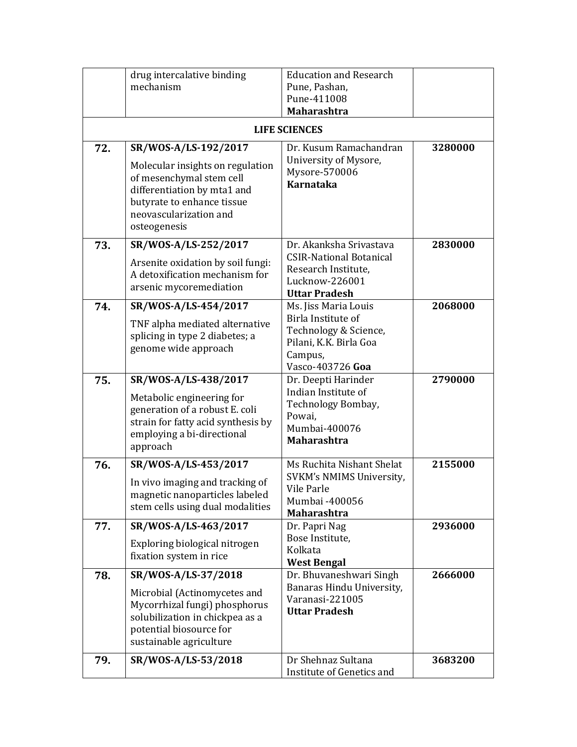| | | | |
|---|---|---|---|
| | drug intercalative binding mechanism | Education and Research Pune, Pashan, Pune-411008 **Maharashtra** | |
| **LIFE SCIENCES** | | | |
| **72.** | **SR/WOS-A/LS-192/2017** Molecular insights on regulation of mesenchymal stem cell differentiation by mta1 and butyrate to enhance tissue neovascularization and osteogenesis | Dr. Kusum Ramachandran University of Mysore, Mysore-570006 **Karnataka** | **3280000** |
| **73.** | **SR/WOS-A/LS-252/2017** Arsenite oxidation by soil fungi: A detoxification mechanism for arsenic mycoremediation | Dr. Akanksha Srivastava CSIR-National Botanical Research Institute, Lucknow-226001 **Uttar Pradesh** | **2830000** |
| **74.** | **SR/WOS-A/LS-454/2017** TNF alpha mediated alternative splicing in type 2 diabetes; a genome wide approach | Ms. Jiss Maria Louis Birla Institute of Technology & Science, Pilani, K.K. Birla Goa Campus, Vasco-403726 **Goa** | **2068000** |
| **75.** | **SR/WOS-A/LS-438/2017** Metabolic engineering for generation of a robust E. coli strain for fatty acid synthesis by employing a bi-directional approach | Dr. Deepti Harinder Indian Institute of Technology Bombay, Powai, Mumbai-400076 **Maharashtra** | **2790000** |
| **76.** | **SR/WOS-A/LS-453/2017** In vivo imaging and tracking of magnetic nanoparticles labeled stem cells using dual modalities | Ms Ruchita Nishant Shelat SVKM's NMIMS University, Vile Parle Mumbai -400056 **Maharashtra** | **2155000** |
| **77.** | **SR/WOS-A/LS-463/2017** Exploring biological nitrogen fixation system in rice | Dr. Papri Nag Bose Institute, Kolkata **West Bengal** | **2936000** |
| **78.** | **SR/WOS-A/LS-37/2018** Microbial (Actinomycetes and Mycorrhizal fungi) phosphorus solubilization in chickpea as a potential biosource for sustainable agriculture | Dr. Bhuvaneshwari Singh Banaras Hindu University, Varanasi-221005 **Uttar Pradesh** | **2666000** |
| **79.** | **SR/WOS-A/LS-53/2018** | Dr Shehnaz Sultana Institute of Genetics and | **3683200** |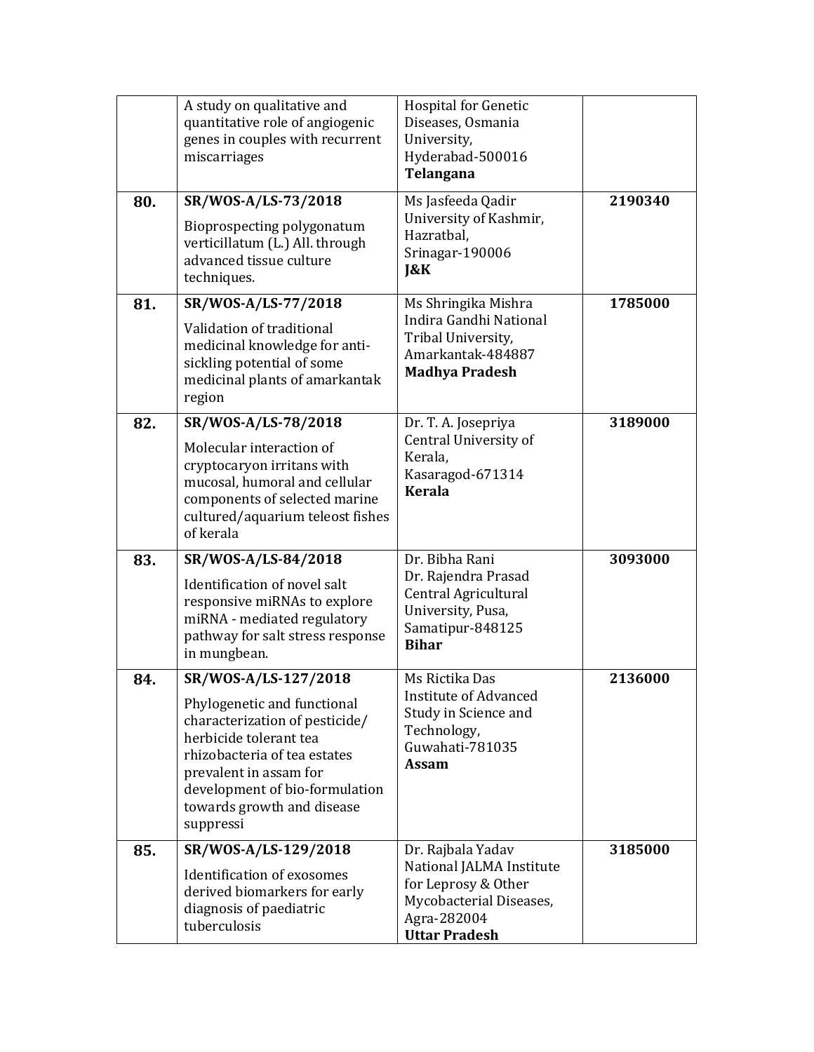| | | | |
|---|---|---|---|
| | A study on qualitative and quantitative role of angiogenic genes in couples with recurrent miscarriages | Hospital for Genetic Diseases, Osmania University, Hyderabad-500016 **Telangana** | |
| **80.** | **SR/WOS-A/LS-73/2018** Bioprospecting polygonatum verticillatum (L.) All. through advanced tissue culture techniques. | Ms Jasfeeda Qadir University of Kashmir, Hazratbal, Srinagar-190006 **J&K** | **2190340** |
| **81.** | **SR/WOS-A/LS-77/2018** Validation of traditional medicinal knowledge for anti-sickling potential of some medicinal plants of amarkantak region | Ms Shringika Mishra Indira Gandhi National Tribal University, Amarkantak-484887 **Madhya Pradesh** | **1785000** |
| **82.** | **SR/WOS-A/LS-78/2018** Molecular interaction of cryptocaryon irritans with mucosal, humoral and cellular components of selected marine cultured/aquarium teleost fishes of kerala | Dr. T. A. Josepriya Central University of Kerala, Kasaragod-671314 **Kerala** | **3189000** |
| **83.** | **SR/WOS-A/LS-84/2018** Identification of novel salt responsive miRNAs to explore miRNA - mediated regulatory pathway for salt stress response in mungbean. | Dr. Bibha Rani Dr. Rajendra Prasad Central Agricultural University, Pusa, Samatipur-848125 **Bihar** | **3093000** |
| **84.** | **SR/WOS-A/LS-127/2018** Phylogenetic and functional characterization of pesticide/ herbicide tolerant tea rhizobacteria of tea estates prevalent in assam for development of bio-formulation towards growth and disease suppressi | Ms Rictika Das Institute of Advanced Study in Science and Technology, Guwahati-781035 **Assam** | **2136000** |
| **85.** | **SR/WOS-A/LS-129/2018** Identification of exosomes derived biomarkers for early diagnosis of paediatric tuberculosis | Dr. Rajbala Yadav National JALMA Institute for Leprosy & Other Mycobacterial Diseases, Agra-282004 **Uttar Pradesh** | **3185000** |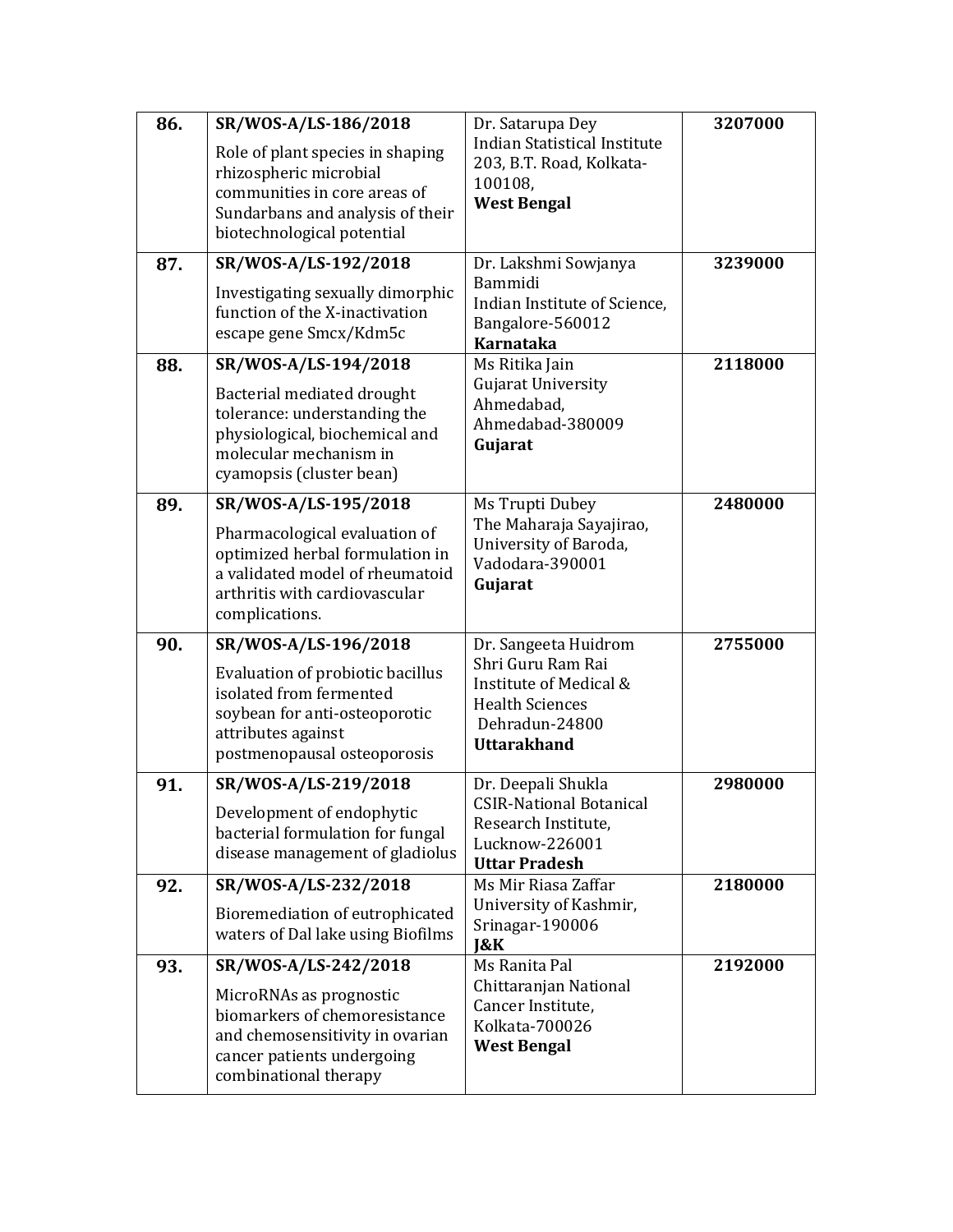| 86. | **SR/WOS-A/LS-186/2018**<br>Role of plant species in shaping rhizospheric microbial communities in core areas of Sundarbans and analysis of their biotechnological potential | Dr. Satarupa Dey<br>Indian Statistical Institute 203, B.T. Road, Kolkata-100108,<br>**West Bengal** | **3207000** |
|---|---|---|---|
| **87.** | **SR/WOS-A/LS-192/2018**<br>Investigating sexually dimorphic function of the X-inactivation escape gene Smcx/Kdm5c | Dr. Lakshmi Sowjanya Bammidi<br>Indian Institute of Science, Bangalore-560012<br>**Karnataka** | **3239000** |
| **88.** | **SR/WOS-A/LS-194/2018**<br>Bacterial mediated drought tolerance: understanding the physiological, biochemical and molecular mechanism in cyamopsis (cluster bean) | Ms Ritika Jain<br>Gujarat University Ahmedabad, Ahmedabad-380009<br>**Gujarat** | **2118000** |
| **89.** | **SR/WOS-A/LS-195/2018**<br>Pharmacological evaluation of optimized herbal formulation in a validated model of rheumatoid arthritis with cardiovascular complications. | Ms Trupti Dubey<br>The Maharaja Sayajirao, University of Baroda, Vadodara-390001<br>**Gujarat** | **2480000** |
| **90.** | **SR/WOS-A/LS-196/2018**<br>Evaluation of probiotic bacillus isolated from fermented soybean for anti-osteoporotic attributes against postmenopausal osteoporosis | Dr. Sangeeta Huidrom<br>Shri Guru Ram Rai Institute of Medical & Health Sciences<br>Dehradun-24800<br>**Uttarakhand** | **2755000** |
| **91.** | **SR/WOS-A/LS-219/2018**<br>Development of endophytic bacterial formulation for fungal disease management of gladiolus | Dr. Deepali Shukla<br>CSIR-National Botanical Research Institute, Lucknow-226001<br>**Uttar Pradesh** | **2980000** |
| **92.** | **SR/WOS-A/LS-232/2018**<br>Bioremediation of eutrophicated waters of Dal lake using Biofilms | Ms Mir Riasa Zaffar<br>University of Kashmir, Srinagar-190006<br>**J&K** | **2180000** |
| **93.** | **SR/WOS-A/LS-242/2018**<br>MicroRNAs as prognostic biomarkers of chemoresistance and chemosensitivity in ovarian cancer patients undergoing combinational therapy | Ms Ranita Pal<br>Chittaranjan National Cancer Institute, Kolkata-700026<br>**West Bengal** | **2192000** |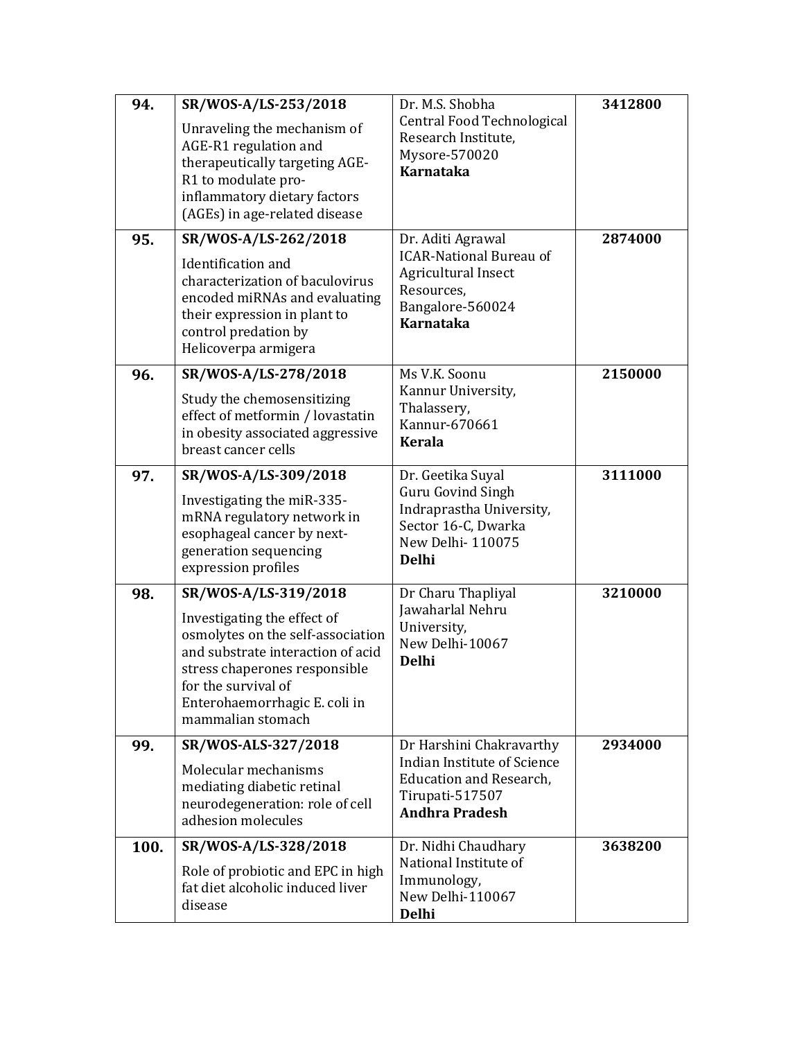| 94. | **SR/WOS-A/LS-253/2018**<br>Unraveling the mechanism of AGE-R1 regulation and therapeutically targeting AGE-R1 to modulate pro-inflammatory dietary factors (AGEs) in age-related disease | Dr. M.S. Shobha<br>Central Food Technological Research Institute,<br>Mysore-570020<br>**Karnataka** | **3412800** |
|---|---|---|---|
| **95.** | **SR/WOS-A/LS-262/2018**<br>Identification and characterization of baculovirus encoded miRNAs and evaluating their expression in plant to control predation by Helicoverpa armigera | Dr. Aditi Agrawal<br>ICAR-National Bureau of Agricultural Insect Resources,<br>Bangalore-560024<br>**Karnataka** | **2874000** |
| **96.** | **SR/WOS-A/LS-278/2018**<br>Study the chemosensitizing effect of metformin / lovastatin in obesity associated aggressive breast cancer cells | Ms V.K. Soonu<br>Kannur University,<br>Thalassery,<br>Kannur-670661<br>**Kerala** | **2150000** |
| **97.** | **SR/WOS-A/LS-309/2018**<br>Investigating the miR-335-mRNA regulatory network in esophageal cancer by next-generation sequencing expression profiles | Dr. Geetika Suyal<br>Guru Govind Singh Indraprastha University,<br>Sector 16-C, Dwarka<br>New Delhi- 110075<br>**Delhi** | **3111000** |
| **98.** | **SR/WOS-A/LS-319/2018**<br>Investigating the effect of osmolytes on the self-association and substrate interaction of acid stress chaperones responsible for the survival of Enterohaemorrhagic E. coli in mammalian stomach | Dr Charu Thapliyal<br>Jawaharlal Nehru University,<br>New Delhi-10067<br>**Delhi** | **3210000** |
| **99.** | **SR/WOS-ALS-327/2018**<br>Molecular mechanisms mediating diabetic retinal neurodegeneration: role of cell adhesion molecules | Dr Harshini Chakravarthy<br>Indian Institute of Science Education and Research,<br>Tirupati-517507<br>**Andhra Pradesh** | **2934000** |
| **100.** | **SR/WOS-A/LS-328/2018**<br>Role of probiotic and EPC in high fat diet alcoholic induced liver disease | Dr. Nidhi Chaudhary<br>National Institute of Immunology,<br>New Delhi-110067<br>**Delhi** | **3638200** |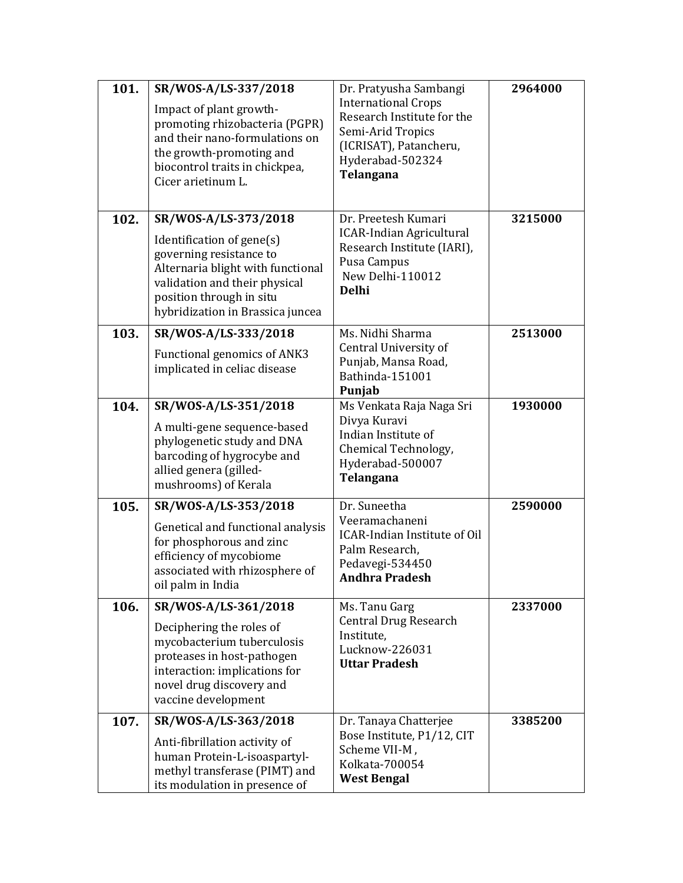| | | | |
|---|---|---|---|
| **101.** | **SR/WOS-A/LS-337/2018**<br>Impact of plant growth-promoting rhizobacteria (PGPR) and their nano-formulations on the growth-promoting and biocontrol traits in chickpea, Cicer arietinum L. | Dr. Pratyusha Sambangi<br>International Crops Research Institute for the Semi-Arid Tropics (ICRISAT), Patancheru, Hyderabad-502324<br>**Telangana** | **2964000** |
| **102.** | **SR/WOS-A/LS-373/2018**<br>Identification of gene(s) governing resistance to Alternaria blight with functional validation and their physical position through in situ hybridization in Brassica juncea | Dr. Preetesh Kumari<br>ICAR-Indian Agricultural Research Institute (IARI), Pusa Campus<br>New Delhi-110012<br>**Delhi** | **3215000** |
| **103.** | **SR/WOS-A/LS-333/2018**<br>Functional genomics of ANK3 implicated in celiac disease | Ms. Nidhi Sharma<br>Central University of Punjab, Mansa Road, Bathinda-151001<br>**Punjab** | **2513000** |
| **104.** | **SR/WOS-A/LS-351/2018**<br>A multi-gene sequence-based phylogenetic study and DNA barcoding of hygrocybe and allied genera (gilled-mushrooms) of Kerala | Ms Venkata Raja Naga Sri Divya Kuravi<br>Indian Institute of Chemical Technology, Hyderabad-500007<br>**Telangana** | **1930000** |
| **105.** | **SR/WOS-A/LS-353/2018**<br>Genetical and functional analysis for phosphorous and zinc efficiency of mycobiome associated with rhizosphere of oil palm in India | Dr. Suneetha Veeramachaneni<br>ICAR-Indian Institute of Oil Palm Research, Pedavegi-534450<br>**Andhra Pradesh** | **2590000** |
| **106.** | **SR/WOS-A/LS-361/2018**<br>Deciphering the roles of mycobacterium tuberculosis proteases in host-pathogen interaction: implications for novel drug discovery and vaccine development | Ms. Tanu Garg<br>Central Drug Research Institute,<br>Lucknow-226031<br>**Uttar Pradesh** | **2337000** |
| **107.** | **SR/WOS-A/LS-363/2018**<br>Anti-fibrillation activity of human Protein-L-isoaspartyl-methyl transferase (PIMT) and its modulation in presence of | Dr. Tanaya Chatterjee<br>Bose Institute, P1/12, CIT Scheme VII-M ,<br>Kolkata-700054<br>**West Bengal** | **3385200** |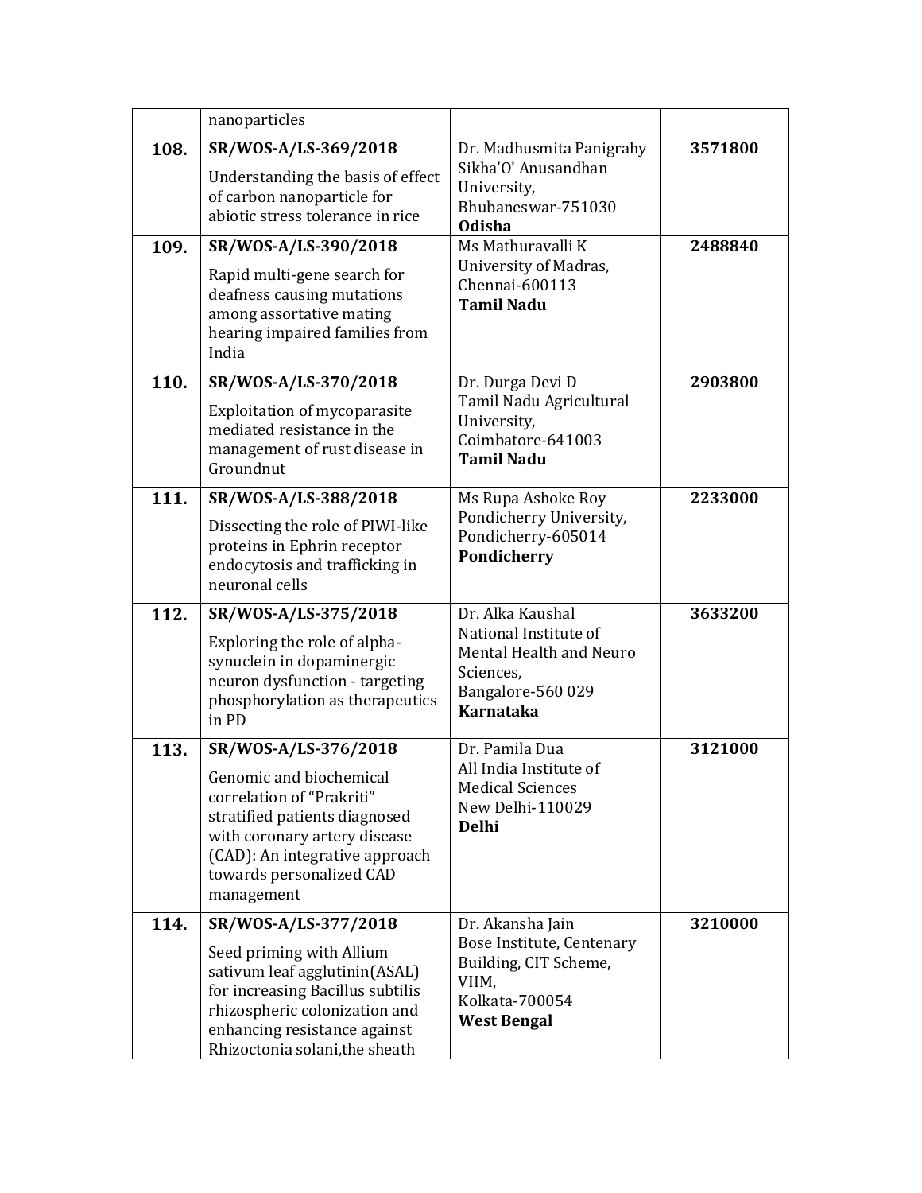|  | nanoparticles |  |  |
|---|---|---|---|
| **108.** | **SR/WOS-A/LS-369/2018**<br>Understanding the basis of effect of carbon nanoparticle for abiotic stress tolerance in rice | Dr. Madhusmita Panigrahy<br>Sikha'O' Anusandhan University,<br>Bhubaneswar-751030<br>**Odisha** | **3571800** |
| **109.** | **SR/WOS-A/LS-390/2018**<br>Rapid multi-gene search for deafness causing mutations among assortative mating hearing impaired families from India | Ms Mathuravalli K<br>University of Madras,<br>Chennai-600113<br>**Tamil Nadu** | **2488840** |
| **110.** | **SR/WOS-A/LS-370/2018**<br>Exploitation of mycoparasite mediated resistance in the management of rust disease in Groundnut | Dr. Durga Devi D<br>Tamil Nadu Agricultural University,<br>Coimbatore-641003<br>**Tamil Nadu** | **2903800** |
| **111.** | **SR/WOS-A/LS-388/2018**<br>Dissecting the role of PIWI-like proteins in Ephrin receptor endocytosis and trafficking in neuronal cells | Ms Rupa Ashoke Roy<br>Pondicherry University,<br>Pondicherry-605014<br>**Pondicherry** | **2233000** |
| **112.** | **SR/WOS-A/LS-375/2018**<br>Exploring the role of alpha-synuclein in dopaminergic neuron dysfunction - targeting phosphorylation as therapeutics in PD | Dr. Alka Kaushal<br>National Institute of Mental Health and Neuro Sciences,<br>Bangalore-560 029<br>**Karnataka** | **3633200** |
| **113.** | **SR/WOS-A/LS-376/2018**<br>Genomic and biochemical correlation of "Prakriti" stratified patients diagnosed with coronary artery disease (CAD): An integrative approach towards personalized CAD management | Dr. Pamila Dua<br>All India Institute of Medical Sciences<br>New Delhi-110029<br>**Delhi** | **3121000** |
| **114.** | **SR/WOS-A/LS-377/2018**<br>Seed priming with Allium sativum leaf agglutinin(ASAL) for increasing Bacillus subtilis rhizospheric colonization and enhancing resistance against Rhizoctonia solani,the sheath | Dr. Akansha Jain<br>Bose Institute, Centenary Building, CIT Scheme, VIIM,<br>Kolkata-700054<br>**West Bengal** | **3210000** |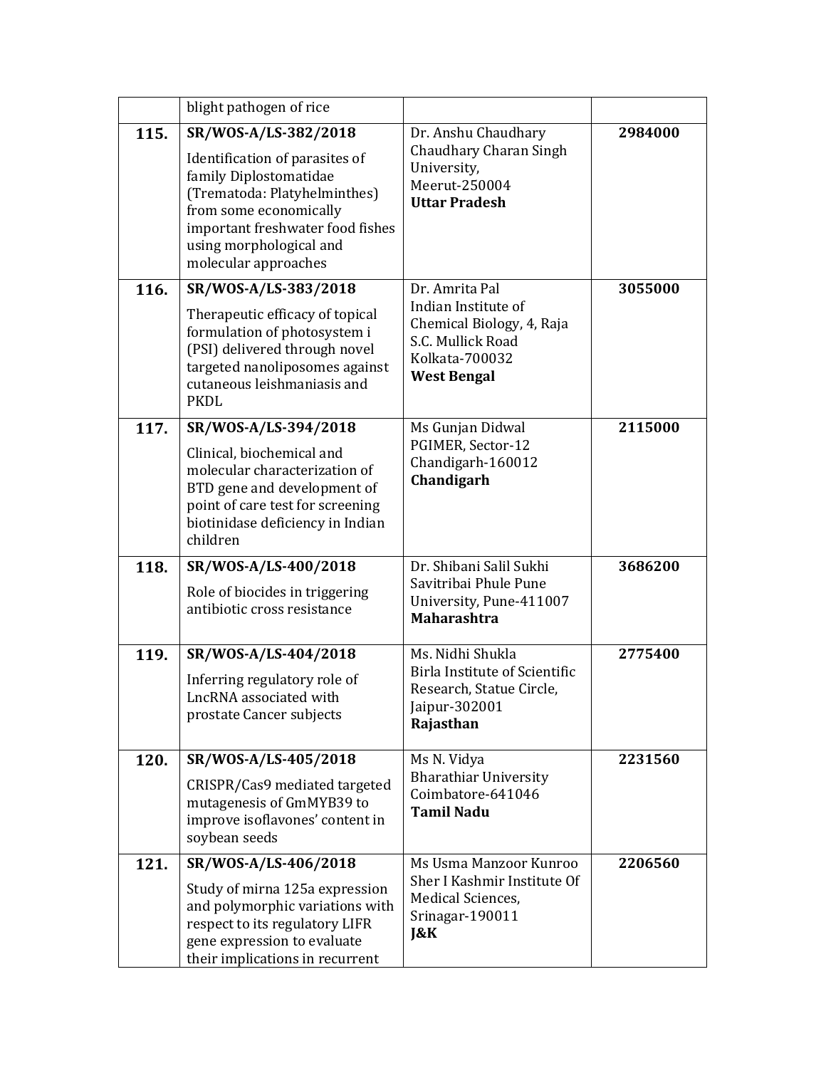| | | | |
|---|---|---|---|
| | blight pathogen of rice | | |
| **115.** | **SR/WOS-A/LS-382/2018**<br>Identification of parasites of family Diplostomatidae (Trematoda: Platyhelminthes) from some economically important freshwater food fishes using morphological and molecular approaches | Dr. Anshu Chaudhary<br>Chaudhary Charan Singh University,<br>Meerut-250004<br>**Uttar Pradesh** | **2984000** |
| **116.** | **SR/WOS-A/LS-383/2018**<br>Therapeutic efficacy of topical formulation of photosystem i (PSI) delivered through novel targeted nanoliposomes against cutaneous leishmaniasis and PKDL | Dr. Amrita Pal<br>Indian Institute of Chemical Biology, 4, Raja S.C. Mullick Road<br>Kolkata-700032<br>**West Bengal** | **3055000** |
| **117.** | **SR/WOS-A/LS-394/2018**<br>Clinical, biochemical and molecular characterization of BTD gene and development of point of care test for screening biotinidase deficiency in Indian children | Ms Gunjan Didwal<br>PGIMER, Sector-12<br>Chandigarh-160012<br>**Chandigarh** | **2115000** |
| **118.** | **SR/WOS-A/LS-400/2018**<br>Role of biocides in triggering antibiotic cross resistance | Dr. Shibani Salil Sukhi<br>Savitribai Phule Pune University, Pune-411007<br>**Maharashtra** | **3686200** |
| **119.** | **SR/WOS-A/LS-404/2018**<br>Inferring regulatory role of LncRNA associated with prostate Cancer subjects | Ms. Nidhi Shukla<br>Birla Institute of Scientific Research, Statue Circle,<br>Jaipur-302001<br>**Rajasthan** | **2775400** |
| **120.** | **SR/WOS-A/LS-405/2018**<br>CRISPR/Cas9 mediated targeted mutagenesis of GmMYB39 to improve isoflavones' content in soybean seeds | Ms N. Vidya<br>Bharathiar University<br>Coimbatore-641046<br>**Tamil Nadu** | **2231560** |
| **121.** | **SR/WOS-A/LS-406/2018**<br>Study of mirna 125a expression and polymorphic variations with respect to its regulatory LIFR gene expression to evaluate their implications in recurrent | Ms Usma Manzoor Kunroo<br>Sher I Kashmir Institute Of Medical Sciences,<br>Srinagar-190011<br>**J&K** | **2206560** |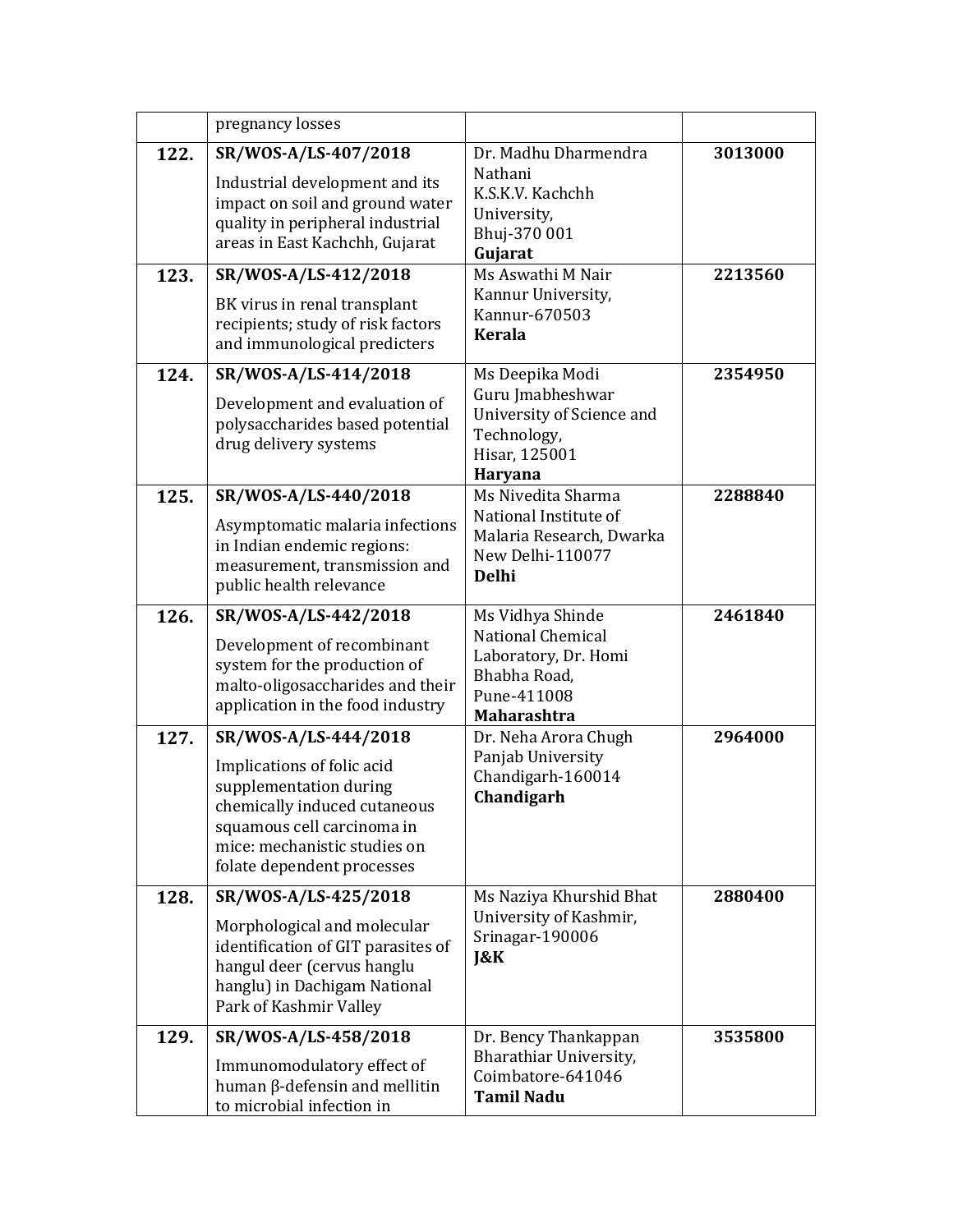| | | | |
|---|---|---|---|
| | pregnancy losses | | |
| **122.** | **SR/WOS-A/LS-407/2018**<br>Industrial development and its impact on soil and ground water quality in peripheral industrial areas in East Kachchh, Gujarat | Dr. Madhu Dharmendra Nathani<br>K.S.K.V. Kachchh University,<br>Bhuj-370 001<br>**Gujarat** | **3013000** |
| **123.** | **SR/WOS-A/LS-412/2018**<br>BK virus in renal transplant recipients; study of risk factors and immunological predicters | Ms Aswathi M Nair<br>Kannur University,<br>Kannur-670503<br>**Kerala** | **2213560** |
| **124.** | **SR/WOS-A/LS-414/2018**<br>Development and evaluation of polysaccharides based potential drug delivery systems | Ms Deepika Modi<br>Guru Jmabheshwar University of Science and Technology,<br>Hisar, 125001<br>**Haryana** | **2354950** |
| **125.** | **SR/WOS-A/LS-440/2018**<br>Asymptomatic malaria infections in Indian endemic regions: measurement, transmission and public health relevance | Ms Nivedita Sharma<br>National Institute of Malaria Research, Dwarka<br>New Delhi-110077<br>**Delhi** | **2288840** |
| **126.** | **SR/WOS-A/LS-442/2018**<br>Development of recombinant system for the production of malto-oligosaccharides and their application in the food industry | Ms Vidhya Shinde<br>National Chemical Laboratory, Dr. Homi Bhabha Road,<br>Pune-411008<br>**Maharashtra** | **2461840** |
| **127.** | **SR/WOS-A/LS-444/2018**<br>Implications of folic acid supplementation during chemically induced cutaneous squamous cell carcinoma in mice: mechanistic studies on folate dependent processes | Dr. Neha Arora Chugh<br>Panjab University<br>Chandigarh-160014<br>**Chandigarh** | **2964000** |
| **128.** | **SR/WOS-A/LS-425/2018**<br>Morphological and molecular identification of GIT parasites of hangul deer (cervus hanglu hanglu) in Dachigam National Park of Kashmir Valley | Ms Naziya Khurshid Bhat<br>University of Kashmir,<br>Srinagar-190006<br>**J&K** | **2880400** |
| **129.** | **SR/WOS-A/LS-458/2018**<br>Immunomodulatory effect of human β-defensin and mellitin to microbial infection in | Dr. Bency Thankappan<br>Bharathiar University,<br>Coimbatore-641046<br>**Tamil Nadu** | **3535800** |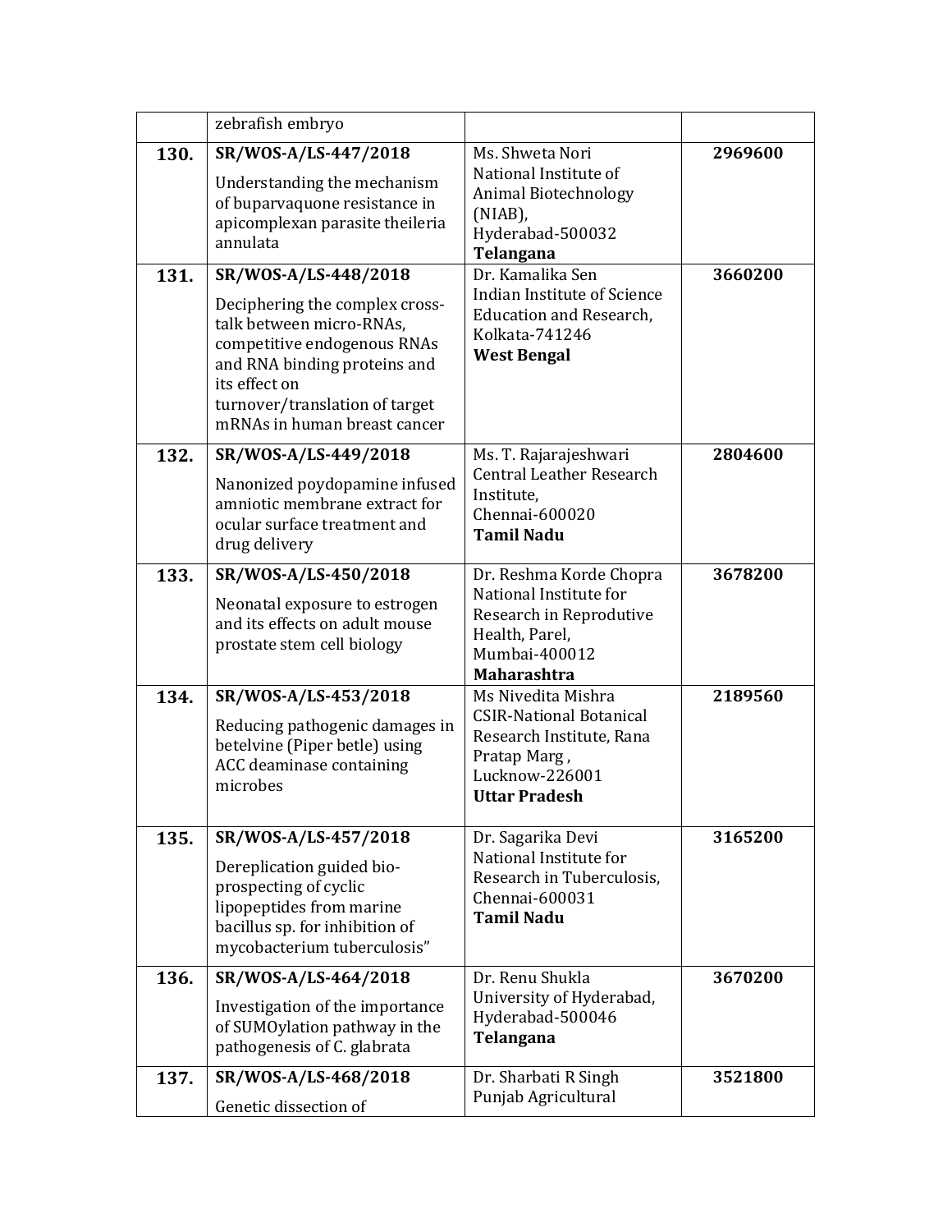| | | | |
|---|---|---|---|
| | zebrafish embryo | | |
| **130.** | **SR/WOS-A/LS-447/2018**<br>Understanding the mechanism of buparvaquone resistance in apicomplexan parasite theileria annulata | Ms. Shweta Nori<br>National Institute of Animal Biotechnology (NIAB),<br>Hyderabad-500032<br>**Telangana** | **2969600** |
| **131.** | **SR/WOS-A/LS-448/2018**<br>Deciphering the complex cross-talk between micro-RNAs, competitive endogenous RNAs and RNA binding proteins and its effect on turnover/translation of target mRNAs in human breast cancer | Dr. Kamalika Sen<br>Indian Institute of Science Education and Research,<br>Kolkata-741246<br>**West Bengal** | **3660200** |
| **132.** | **SR/WOS-A/LS-449/2018**<br>Nanonized poydopamine infused amniotic membrane extract for ocular surface treatment and drug delivery | Ms. T. Rajarajeshwari<br>Central Leather Research Institute,<br>Chennai-600020<br>**Tamil Nadu** | **2804600** |
| **133.** | **SR/WOS-A/LS-450/2018**<br>Neonatal exposure to estrogen and its effects on adult mouse prostate stem cell biology | Dr. Reshma Korde Chopra<br>National Institute for Research in Reproductive Health, Parel,<br>Mumbai-400012<br>**Maharashtra** | **3678200** |
| **134.** | **SR/WOS-A/LS-453/2018**<br>Reducing pathogenic damages in betelvine (Piper betle) using ACC deaminase containing microbes | Ms Nivedita Mishra<br>CSIR-National Botanical Research Institute, Rana Pratap Marg ,<br>Lucknow-226001<br>**Uttar Pradesh** | **2189560** |
| **135.** | **SR/WOS-A/LS-457/2018**<br>Dereplication guided bio-prospecting of cyclic lipopeptides from marine bacillus sp. for inhibition of mycobacterium tuberculosis" | Dr. Sagarika Devi<br>National Institute for Research in Tuberculosis,<br>Chennai-600031<br>**Tamil Nadu** | **3165200** |
| **136.** | **SR/WOS-A/LS-464/2018**<br>Investigation of the importance of SUMOylation pathway in the pathogenesis of C. glabrata | Dr. Renu Shukla<br>University of Hyderabad,<br>Hyderabad-500046<br>**Telangana** | **3670200** |
| **137.** | **SR/WOS-A/LS-468/2018**<br>Genetic dissection of | Dr. Sharbati R Singh<br>Punjab Agricultural | **3521800** |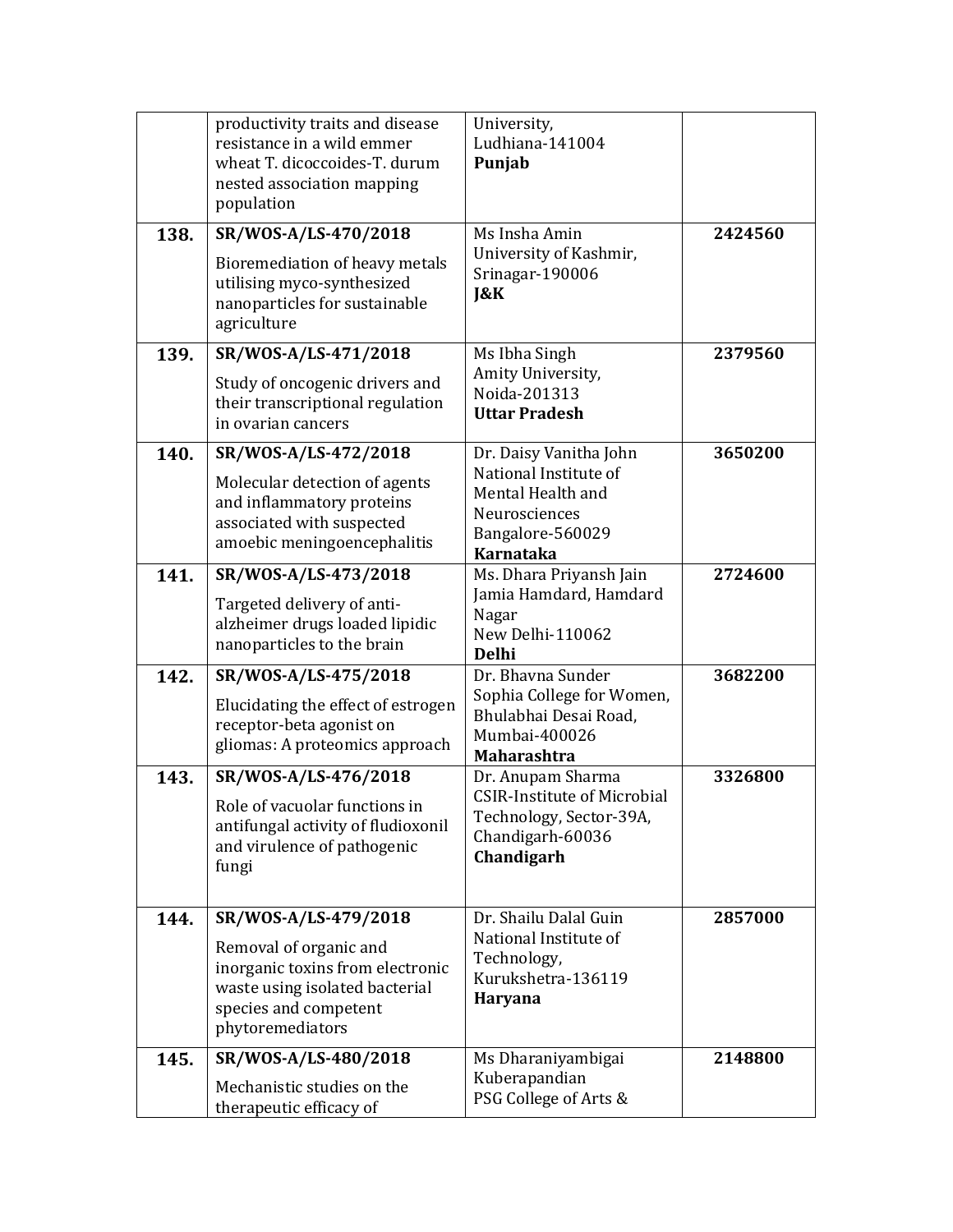| | | | |
|---|---|---|---|
| | productivity traits and disease resistance in a wild emmer wheat T. dicoccoides-T. durum nested association mapping population | University, Ludhiana-141004 **Punjab** | |
| **138.** | **SR/WOS-A/LS-470/2018** Bioremediation of heavy metals utilising myco-synthesized nanoparticles for sustainable agriculture | Ms Insha Amin University of Kashmir, Srinagar-190006 **J&K** | **2424560** |
| **139.** | **SR/WOS-A/LS-471/2018** Study of oncogenic drivers and their transcriptional regulation in ovarian cancers | Ms Ibha Singh Amity University, Noida-201313 **Uttar Pradesh** | **2379560** |
| **140.** | **SR/WOS-A/LS-472/2018** Molecular detection of agents and inflammatory proteins associated with suspected amoebic meningoencephalitis | Dr. Daisy Vanitha John National Institute of Mental Health and Neurosciences Bangalore-560029 **Karnataka** | **3650200** |
| **141.** | **SR/WOS-A/LS-473/2018** Targeted delivery of anti-alzheimer drugs loaded lipidic nanoparticles to the brain | Ms. Dhara Priyansh Jain Jamia Hamdard, Hamdard Nagar New Delhi-110062 **Delhi** | **2724600** |
| **142.** | **SR/WOS-A/LS-475/2018** Elucidating the effect of estrogen receptor-beta agonist on gliomas: A proteomics approach | Dr. Bhavna Sunder Sophia College for Women, Bhulabhai Desai Road, Mumbai-400026 **Maharashtra** | **3682200** |
| **143.** | **SR/WOS-A/LS-476/2018** Role of vacuolar functions in antifungal activity of fludioxonil and virulence of pathogenic fungi | Dr. Anupam Sharma CSIR-Institute of Microbial Technology, Sector-39A, Chandigarh-60036 **Chandigarh** | **3326800** |
| **144.** | **SR/WOS-A/LS-479/2018** Removal of organic and inorganic toxins from electronic waste using isolated bacterial species and competent phytoremediators | Dr. Shailu Dalal Guin National Institute of Technology, Kurukshetra-136119 **Haryana** | **2857000** |
| **145.** | **SR/WOS-A/LS-480/2018** Mechanistic studies on the therapeutic efficacy of | Ms Dharaniyambigai Kuberapandian PSG College of Arts & | **2148800** |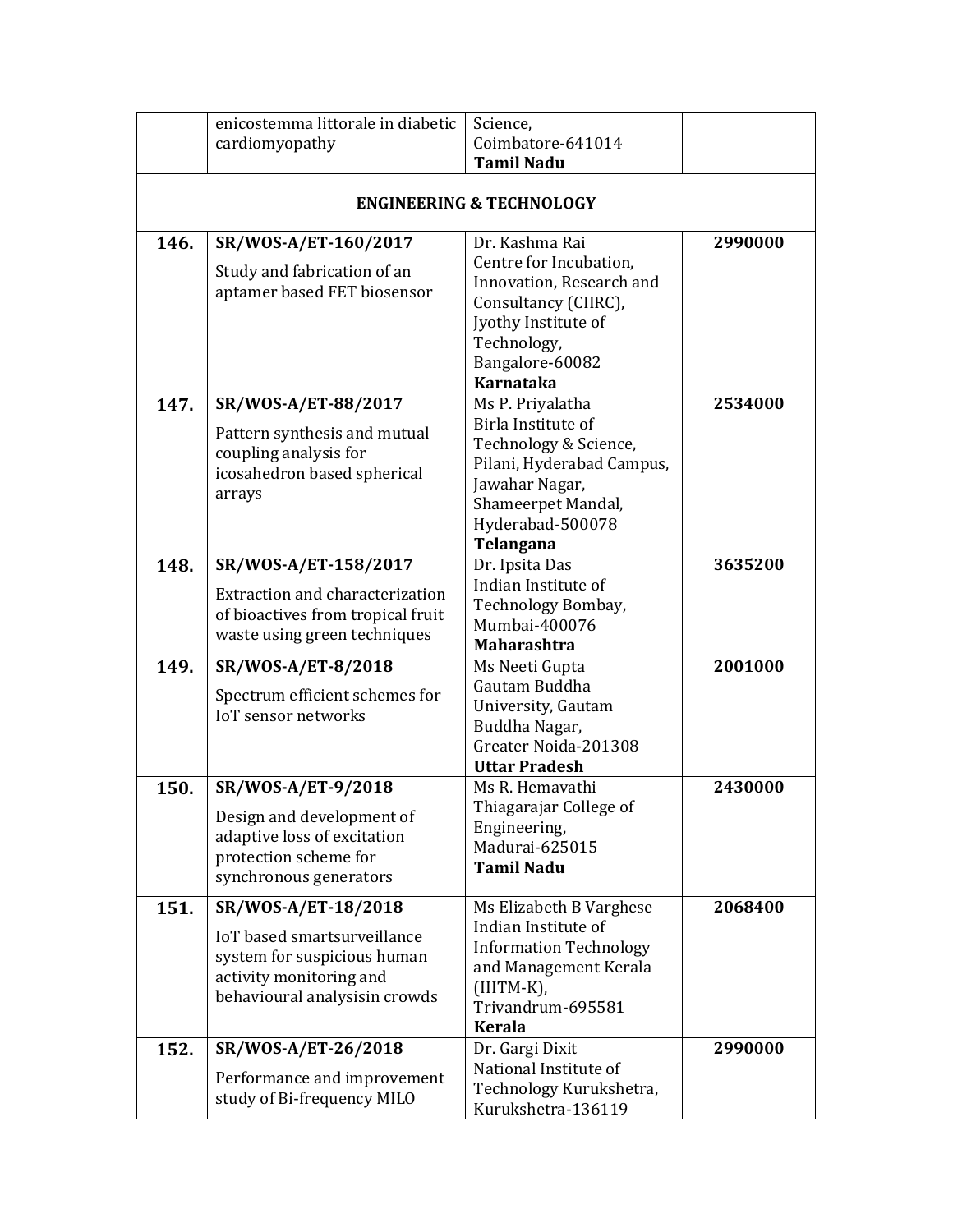|  | enicostemma littorale in diabetic cardiomyopathy | Science, Coimbatore-641014 **Tamil Nadu** |  |
|---|---|---|---|
| **ENGINEERING & TECHNOLOGY** | | | |
| **146.** | **SR/WOS-A/ET-160/2017** Study and fabrication of an aptamer based FET biosensor | Dr. Kashma Rai Centre for Incubation, Innovation, Research and Consultancy (CIIRC), Jyothy Institute of Technology, Bangalore-60082 **Karnataka** | **2990000** |
| **147.** | **SR/WOS-A/ET-88/2017** Pattern synthesis and mutual coupling analysis for icosahedron based spherical arrays | Ms P. Priyalatha Birla Institute of Technology & Science, Pilani, Hyderabad Campus, Jawahar Nagar, Shameerpet Mandal, Hyderabad-500078 **Telangana** | **2534000** |
| **148.** | **SR/WOS-A/ET-158/2017** Extraction and characterization of bioactives from tropical fruit waste using green techniques | Dr. Ipsita Das Indian Institute of Technology Bombay, Mumbai-400076 **Maharashtra** | **3635200** |
| **149.** | **SR/WOS-A/ET-8/2018** Spectrum efficient schemes for IoT sensor networks | Ms Neeti Gupta Gautam Buddha University, Gautam Buddha Nagar, Greater Noida-201308 **Uttar Pradesh** | **2001000** |
| **150.** | **SR/WOS-A/ET-9/2018** Design and development of adaptive loss of excitation protection scheme for synchronous generators | Ms R. Hemavathi Thiagarajar College of Engineering, Madurai-625015 **Tamil Nadu** | **2430000** |
| **151.** | **SR/WOS-A/ET-18/2018** IoT based smartsurveillance system for suspicious human activity monitoring and behavioural analysisin crowds | Ms Elizabeth B Varghese Indian Institute of Information Technology and Management Kerala (IIITM-K), Trivandrum-695581 **Kerala** | **2068400** |
| **152.** | **SR/WOS-A/ET-26/2018** Performance and improvement study of Bi-frequency MILO | Dr. Gargi Dixit National Institute of Technology Kurukshetra, Kurukshetra-136119 | **2990000** |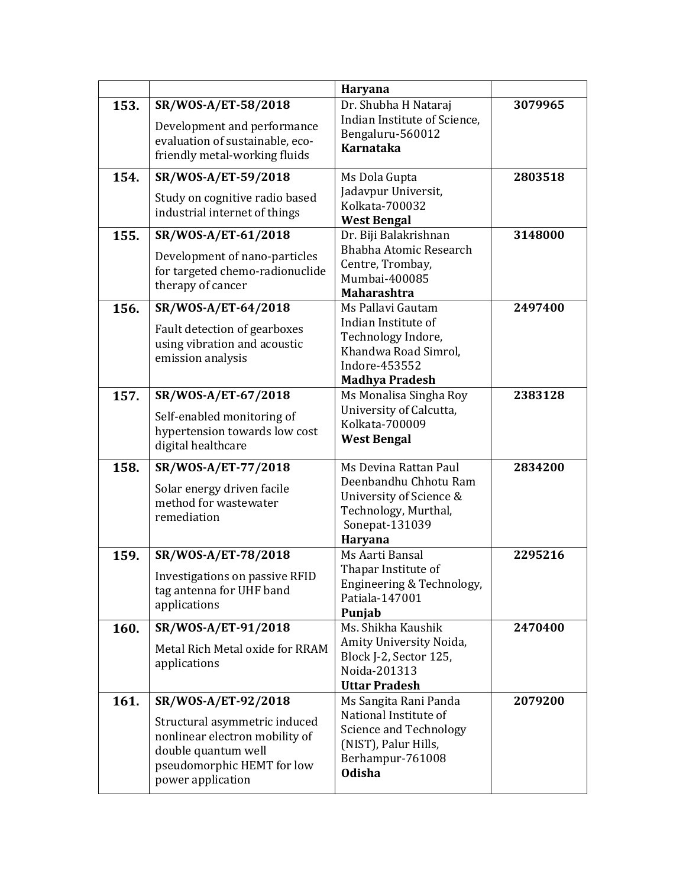| | | | |
|---|---|---|---|
| | | **Haryana** | |
| **153.** | **SR/WOS-A/ET-58/2018**<br>Development and performance evaluation of sustainable, eco-friendly metal-working fluids | Dr. Shubha H Nataraj<br>Indian Institute of Science, Bengaluru-560012<br>**Karnataka** | **3079965** |
| **154.** | **SR/WOS-A/ET-59/2018**<br>Study on cognitive radio based industrial internet of things | Ms Dola Gupta<br>Jadavpur Universit, Kolkata-700032<br>**West Bengal** | **2803518** |
| **155.** | **SR/WOS-A/ET-61/2018**<br>Development of nano-particles for targeted chemo-radionuclide therapy of cancer | Dr. Biji Balakrishnan<br>Bhabha Atomic Research Centre, Trombay, Mumbai-400085<br>**Maharashtra** | **3148000** |
| **156.** | **SR/WOS-A/ET-64/2018**<br>Fault detection of gearboxes using vibration and acoustic emission analysis | Ms Pallavi Gautam<br>Indian Institute of Technology Indore, Khandwa Road Simrol, Indore-453552<br>**Madhya Pradesh** | **2497400** |
| **157.** | **SR/WOS-A/ET-67/2018**<br>Self-enabled monitoring of hypertension towards low cost digital healthcare | Ms Monalisa Singha Roy<br>University of Calcutta, Kolkata-700009<br>**West Bengal** | **2383128** |
| **158.** | **SR/WOS-A/ET-77/2018**<br>Solar energy driven facile method for wastewater remediation | Ms Devina Rattan Paul<br>Deenbandhu Chhotu Ram University of Science & Technology, Murthal, Sonepat-131039<br>**Haryana** | **2834200** |
| **159.** | **SR/WOS-A/ET-78/2018**<br>Investigations on passive RFID tag antenna for UHF band applications | Ms Aarti Bansal<br>Thapar Institute of Engineering & Technology, Patiala-147001<br>**Punjab** | **2295216** |
| **160.** | **SR/WOS-A/ET-91/2018**<br>Metal Rich Metal oxide for RRAM applications | Ms. Shikha Kaushik<br>Amity University Noida, Block J-2, Sector 125, Noida-201313<br>**Uttar Pradesh** | **2470400** |
| **161.** | **SR/WOS-A/ET-92/2018**<br>Structural asymmetric induced nonlinear electron mobility of double quantum well pseudomorphic HEMT for low power application | Ms Sangita Rani Panda<br>National Institute of Science and Technology (NIST), Palur Hills, Berhampur-761008<br>**Odisha** | **2079200** |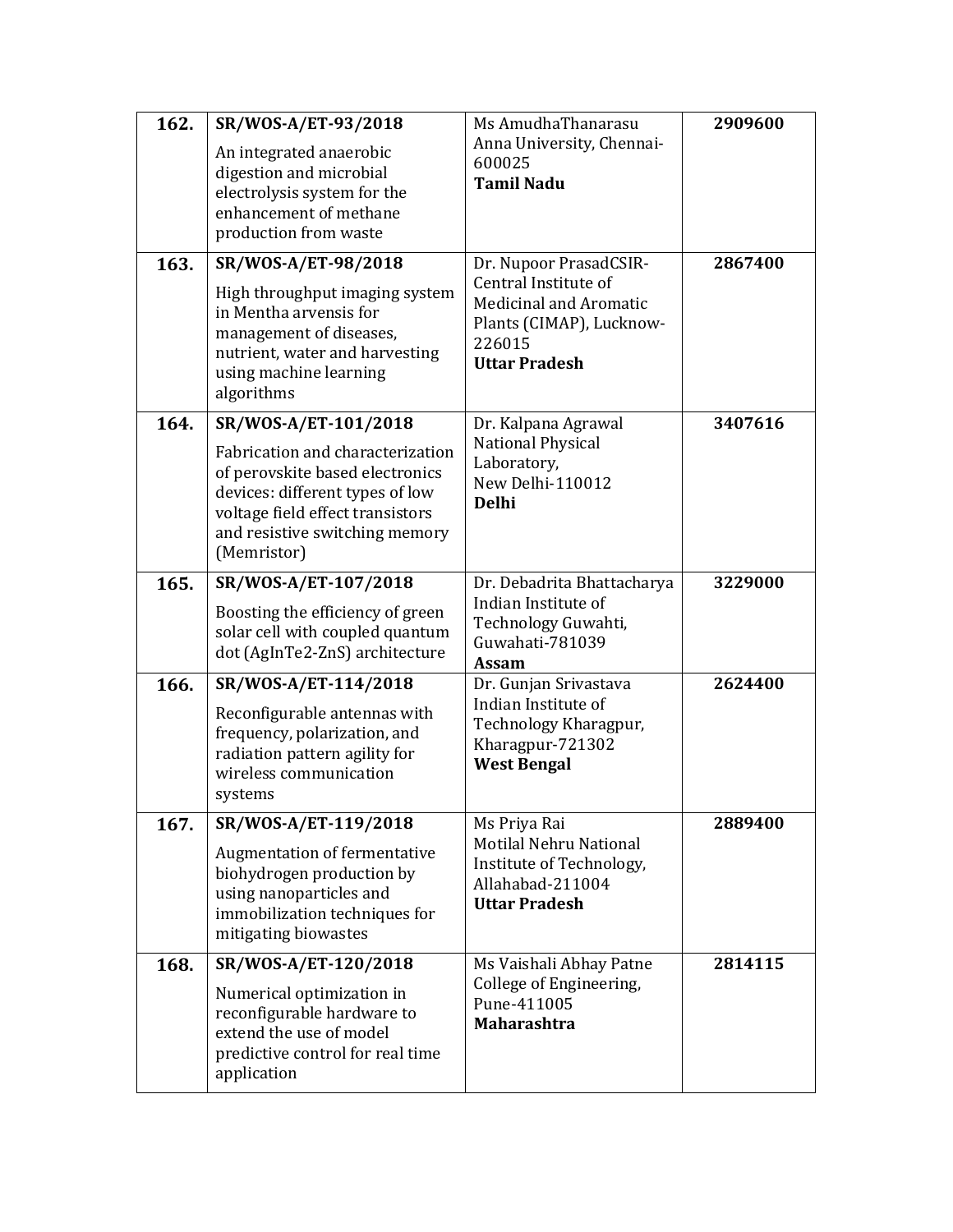| 162. | **SR/WOS-A/ET-93/2018**<br>An integrated anaerobic digestion and microbial electrolysis system for the enhancement of methane production from waste | Ms AmudhaThanarasu<br>Anna University, Chennai-600025<br>**Tamil Nadu** | **2909600** |
|---|---|---|---|
| 163. | **SR/WOS-A/ET-98/2018**<br>High throughput imaging system in Mentha arvensis for management of diseases, nutrient, water and harvesting using machine learning algorithms | Dr. Nupoor PrasadCSIR-Central Institute of Medicinal and Aromatic Plants (CIMAP), Lucknow-226015<br>**Uttar Pradesh** | **2867400** |
| 164. | **SR/WOS-A/ET-101/2018**<br>Fabrication and characterization of perovskite based electronics devices: different types of low voltage field effect transistors and resistive switching memory (Memristor) | Dr. Kalpana Agrawal<br>National Physical Laboratory,<br>New Delhi-110012<br>**Delhi** | **3407616** |
| 165. | **SR/WOS-A/ET-107/2018**<br>Boosting the efficiency of green solar cell with coupled quantum dot (AgInTe2-ZnS) architecture | Dr. Debadrita Bhattacharya<br>Indian Institute of Technology Guwahti,<br>Guwahati-781039<br>**Assam** | **3229000** |
| 166. | **SR/WOS-A/ET-114/2018**<br>Reconfigurable antennas with frequency, polarization, and radiation pattern agility for wireless communication systems | Dr. Gunjan Srivastava<br>Indian Institute of Technology Kharagpur,<br>Kharagpur-721302<br>**West Bengal** | **2624400** |
| 167. | **SR/WOS-A/ET-119/2018**<br>Augmentation of fermentative biohydrogen production by using nanoparticles and immobilization techniques for mitigating biowastes | Ms Priya Rai<br>Motilal Nehru National Institute of Technology,<br>Allahabad-211004<br>**Uttar Pradesh** | **2889400** |
| 168. | **SR/WOS-A/ET-120/2018**<br>Numerical optimization in reconfigurable hardware to extend the use of model predictive control for real time application | Ms Vaishali Abhay Patne<br>College of Engineering,<br>Pune-411005<br>**Maharashtra** | **2814115** |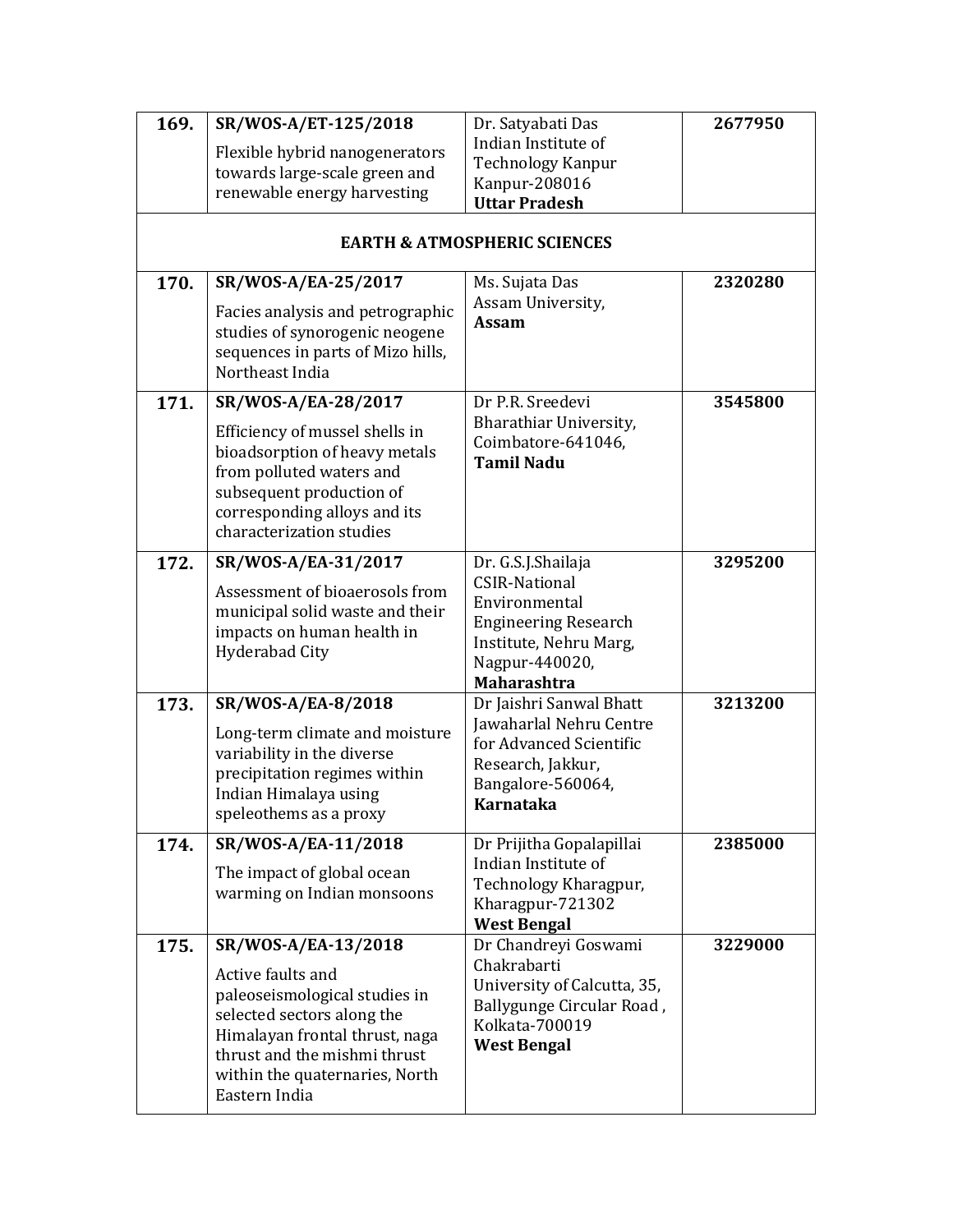| | | | |
|---|---|---|---|
| **169.** | **SR/WOS-A/ET-125/2018**<br>Flexible hybrid nanogenerators towards large-scale green and renewable energy harvesting | Dr. Satyabati Das<br>Indian Institute of Technology Kanpur<br>Kanpur-208016<br>**Uttar Pradesh** | **2677950** |
| **EARTH & ATMOSPHERIC SCIENCES** | | | |
| **170.** | **SR/WOS-A/EA-25/2017**<br>Facies analysis and petrographic studies of synorogenic neogene sequences in parts of Mizo hills, Northeast India | Ms. Sujata Das<br>Assam University,<br>**Assam** | **2320280** |
| **171.** | **SR/WOS-A/EA-28/2017**<br>Efficiency of mussel shells in bioadsorption of heavy metals from polluted waters and subsequent production of corresponding alloys and its characterization studies | Dr P.R. Sreedevi<br>Bharathiar University,<br>Coimbatore-641046,<br>**Tamil Nadu** | **3545800** |
| **172.** | **SR/WOS-A/EA-31/2017**<br>Assessment of bioaerosols from municipal solid waste and their impacts on human health in Hyderabad City | Dr. G.S.J.Shailaja<br>CSIR-National Environmental Engineering Research Institute, Nehru Marg,<br>Nagpur-440020,<br>**Maharashtra** | **3295200** |
| **173.** | **SR/WOS-A/EA-8/2018**<br>Long-term climate and moisture variability in the diverse precipitation regimes within Indian Himalaya using speleothems as a proxy | Dr Jaishri Sanwal Bhatt<br>Jawaharlal Nehru Centre for Advanced Scientific Research, Jakkur,<br>Bangalore-560064,<br>**Karnataka** | **3213200** |
| **174.** | **SR/WOS-A/EA-11/2018**<br>The impact of global ocean warming on Indian monsoons | Dr Prijitha Gopalapillai<br>Indian Institute of Technology Kharagpur,<br>Kharagpur-721302<br>**West Bengal** | **2385000** |
| **175.** | **SR/WOS-A/EA-13/2018**<br>Active faults and paleoseismological studies in selected sectors along the Himalayan frontal thrust, naga thrust and the mishmi thrust within the quaternaries, North Eastern India | Dr Chandreyi Goswami Chakrabarti<br>University of Calcutta, 35, Ballygunge Circular Road ,<br>Kolkata-700019<br>**West Bengal** | **3229000** |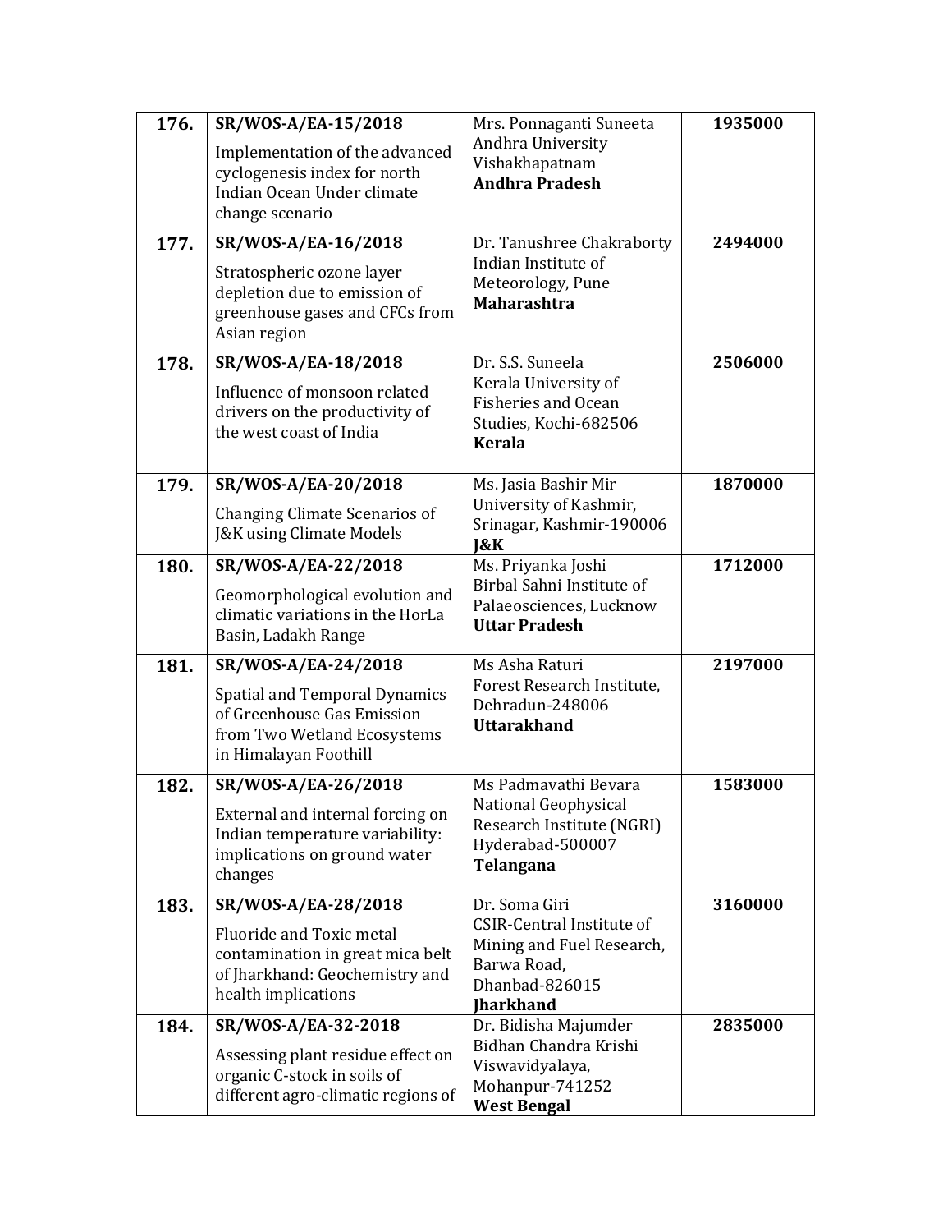| | | | |
|---|---|---|---|
| **176.** | **SR/WOS-A/EA-15/2018**<br>Implementation of the advanced cyclogenesis index for north Indian Ocean Under climate change scenario | Mrs. Ponnaganti Suneeta<br>Andhra University<br>Vishakhapatnam<br>**Andhra Pradesh** | **1935000** |
| **177.** | **SR/WOS-A/EA-16/2018**<br>Stratospheric ozone layer depletion due to emission of greenhouse gases and CFCs from Asian region | Dr. Tanushree Chakraborty<br>Indian Institute of Meteorology, Pune<br>**Maharashtra** | **2494000** |
| **178.** | **SR/WOS-A/EA-18/2018**<br>Influence of monsoon related drivers on the productivity of the west coast of India | Dr. S.S. Suneela<br>Kerala University of Fisheries and Ocean Studies, Kochi-682506<br>**Kerala** | **2506000** |
| **179.** | **SR/WOS-A/EA-20/2018**<br>Changing Climate Scenarios of J&K using Climate Models | Ms. Jasia Bashir Mir<br>University of Kashmir, Srinagar, Kashmir-190006<br>**J&K** | **1870000** |
| **180.** | **SR/WOS-A/EA-22/2018**<br>Geomorphological evolution and climatic variations in the HorLa Basin, Ladakh Range | Ms. Priyanka Joshi<br>Birbal Sahni Institute of Palaeosciences, Lucknow<br>**Uttar Pradesh** | **1712000** |
| **181.** | **SR/WOS-A/EA-24/2018**<br>Spatial and Temporal Dynamics of Greenhouse Gas Emission from Two Wetland Ecosystems in Himalayan Foothill | Ms Asha Raturi<br>Forest Research Institute, Dehradun-248006<br>**Uttarakhand** | **2197000** |
| **182.** | **SR/WOS-A/EA-26/2018**<br>External and internal forcing on Indian temperature variability: implications on ground water changes | Ms Padmavathi Bevara<br>National Geophysical Research Institute (NGRI)<br>Hyderabad-500007<br>**Telangana** | **1583000** |
| **183.** | **SR/WOS-A/EA-28/2018**<br>Fluoride and Toxic metal contamination in great mica belt of Jharkhand: Geochemistry and health implications | Dr. Soma Giri<br>CSIR-Central Institute of Mining and Fuel Research, Barwa Road,<br>Dhanbad-826015<br>**Jharkhand** | **3160000** |
| **184.** | **SR/WOS-A/EA-32-2018**<br>Assessing plant residue effect on organic C-stock in soils of different agro-climatic regions of | Dr. Bidisha Majumder<br>Bidhan Chandra Krishi Viswavidyalaya,<br>Mohanpur-741252<br>**West Bengal** | **2835000** |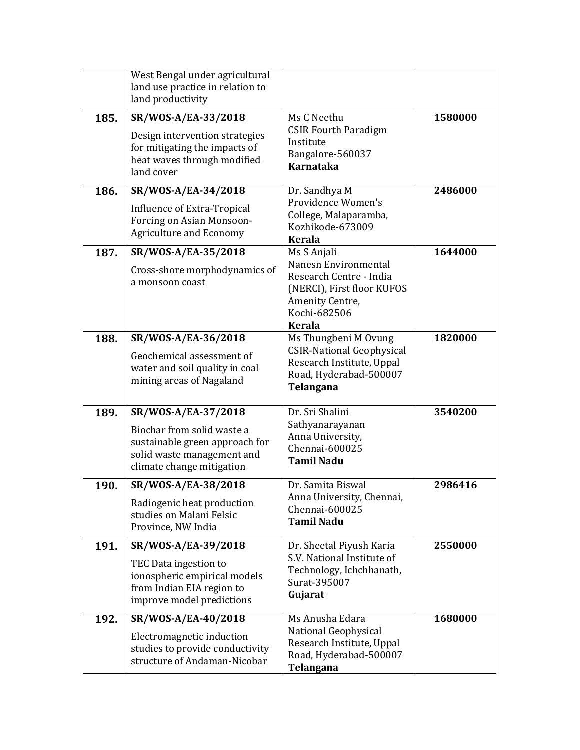| | | | |
|---|---|---|---|
| | West Bengal under agricultural land use practice in relation to land productivity | | |
| **185.** | **SR/WOS-A/EA-33/2018**<br>Design intervention strategies for mitigating the impacts of heat waves through modified land cover | Ms C Neethu<br>CSIR Fourth Paradigm Institute<br>Bangalore-560037<br>**Karnataka** | **1580000** |
| **186.** | **SR/WOS-A/EA-34/2018**<br>Influence of Extra-Tropical Forcing on Asian Monsoon-Agriculture and Economy | Dr. Sandhya M<br>Providence Women's College, Malaparamba, Kozhikode-673009<br>**Kerala** | **2486000** |
| **187.** | **SR/WOS-A/EA-35/2018**<br>Cross-shore morphodynamics of a monsoon coast | Ms S Anjali<br>Nanesn Environmental Research Centre - India (NERCI), First floor KUFOS Amenity Centre, Kochi-682506<br>**Kerala** | **1644000** |
| **188.** | **SR/WOS-A/EA-36/2018**<br>Geochemical assessment of water and soil quality in coal mining areas of Nagaland | Ms Thungbeni M Ovung<br>CSIR-National Geophysical Research Institute, Uppal Road, Hyderabad-500007<br>**Telangana** | **1820000** |
| **189.** | **SR/WOS-A/EA-37/2018**<br>Biochar from solid waste a sustainable green approach for solid waste management and climate change mitigation | Dr. Sri Shalini Sathyanarayanan<br>Anna University, Chennai-600025<br>**Tamil Nadu** | **3540200** |
| **190.** | **SR/WOS-A/EA-38/2018**<br>Radiogenic heat production studies on Malani Felsic Province, NW India | Dr. Samita Biswal<br>Anna University, Chennai, Chennai-600025<br>**Tamil Nadu** | **2986416** |
| **191.** | **SR/WOS-A/EA-39/2018**<br>TEC Data ingestion to ionospheric empirical models from Indian EIA region to improve model predictions | Dr. Sheetal Piyush Karia<br>S.V. National Institute of Technology, Ichchhanath, Surat-395007<br>**Gujarat** | **2550000** |
| **192.** | **SR/WOS-A/EA-40/2018**<br>Electromagnetic induction studies to provide conductivity structure of Andaman-Nicobar | Ms Anusha Edara<br>National Geophysical Research Institute, Uppal Road, Hyderabad-500007<br>**Telangana** | **1680000** |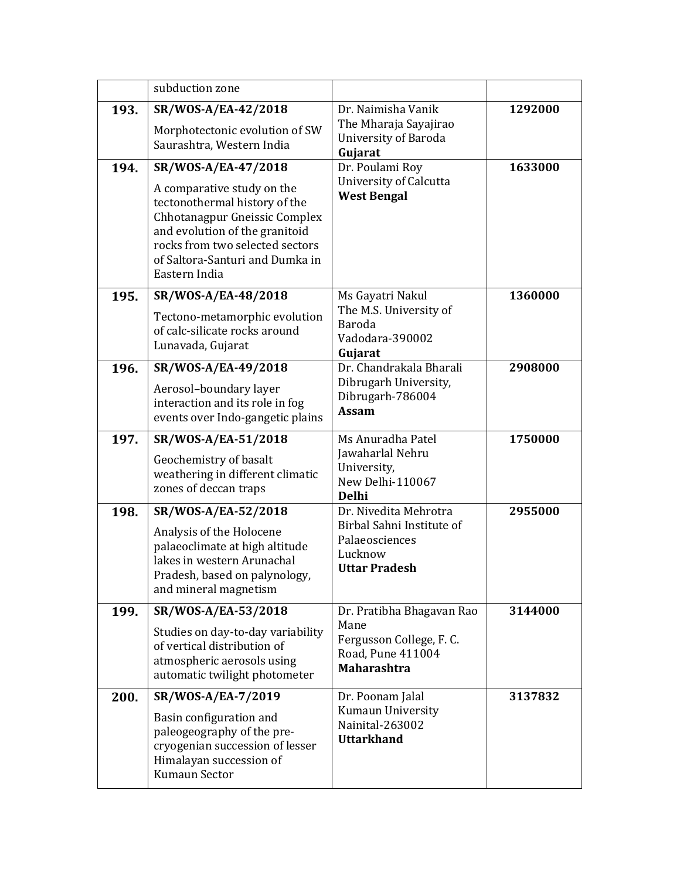| | | | |
|---|---|---|---|
| | subduction zone | | |
| **193.** | **SR/WOS-A/EA-42/2018**<br>Morphotectonic evolution of SW Saurashtra, Western India | Dr. Naimisha Vanik<br>The Mharaja Sayajirao University of Baroda<br>**Gujarat** | **1292000** |
| **194.** | **SR/WOS-A/EA-47/2018**<br>A comparative study on the tectonothermal history of the Chhotanagpur Gneissic Complex and evolution of the granitoid rocks from two selected sectors of Saltora-Santuri and Dumka in Eastern India | Dr. Poulami Roy<br>University of Calcutta<br>**West Bengal** | **1633000** |
| **195.** | **SR/WOS-A/EA-48/2018**<br>Tectono-metamorphic evolution of calc-silicate rocks around Lunavada, Gujarat | Ms Gayatri Nakul<br>The M.S. University of Baroda<br>Vadodara-390002<br>**Gujarat** | **1360000** |
| **196.** | **SR/WOS-A/EA-49/2018**<br>Aerosol–boundary layer interaction and its role in fog events over Indo-gangetic plains | Dr. Chandrakala Bharali<br>Dibrugarh University,<br>Dibrugarh-786004<br>**Assam** | **2908000** |
| **197.** | **SR/WOS-A/EA-51/2018**<br>Geochemistry of basalt weathering in different climatic zones of deccan traps | Ms Anuradha Patel<br>Jawaharlal Nehru University,<br>New Delhi-110067<br>**Delhi** | **1750000** |
| **198.** | **SR/WOS-A/EA-52/2018**<br>Analysis of the Holocene palaeoclimate at high altitude lakes in western Arunachal Pradesh, based on palynology, and mineral magnetism | Dr. Nivedita Mehrotra<br>Birbal Sahni Institute of Palaeosciences<br>Lucknow<br>**Uttar Pradesh** | **2955000** |
| **199.** | **SR/WOS-A/EA-53/2018**<br>Studies on day-to-day variability of vertical distribution of atmospheric aerosols using automatic twilight photometer | Dr. Pratibha Bhagavan Rao Mane<br>Fergusson College, F. C. Road, Pune 411004<br>**Maharashtra** | **3144000** |
| **200.** | **SR/WOS-A/EA-7/2019**<br>Basin configuration and paleogeography of the pre-cryogenian succession of lesser Himalayan succession of Kumaun Sector | Dr. Poonam Jalal<br>Kumaun University<br>Nainital-263002<br>**Uttarkhand** | **3137832** |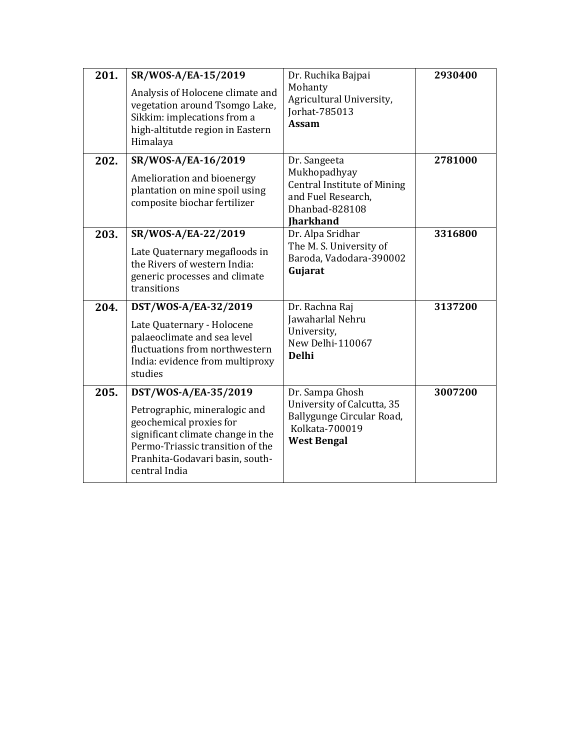| | | | |
|---|---|---|---|
| **201.** | **SR/WOS-A/EA-15/2019** Analysis of Holocene climate and vegetation around Tsomgo Lake, Sikkim: implecations from a high-altitutde region in Eastern Himalaya | Dr. Ruchika Bajpai Mohanty Agricultural University, Jorhat-785013 **Assam** | **2930400** |
| **202.** | **SR/WOS-A/EA-16/2019** Amelioration and bioenergy plantation on mine spoil using composite biochar fertilizer | Dr. Sangeeta Mukhopadhyay Central Institute of Mining and Fuel Research, Dhanbad-828108 **Jharkhand** | **2781000** |
| **203.** | **SR/WOS-A/EA-22/2019** Late Quaternary megafloods in the Rivers of western India: generic processes and climate transitions | Dr. Alpa Sridhar The M. S. University of Baroda, Vadodara-390002 **Gujarat** | **3316800** |
| **204.** | **DST/WOS-A/EA-32/2019** Late Quaternary - Holocene palaeoclimate and sea level fluctuations from northwestern India: evidence from multiproxy studies | Dr. Rachna Raj Jawaharlal Nehru University, New Delhi-110067 **Delhi** | **3137200** |
| **205.** | **DST/WOS-A/EA-35/2019** Petrographic, mineralogic and geochemical proxies for significant climate change in the Permo-Triassic transition of the Pranhita-Godavari basin, south-central India | Dr. Sampa Ghosh University of Calcutta, 35 Ballygunge Circular Road, Kolkata-700019 **West Bengal** | **3007200** |